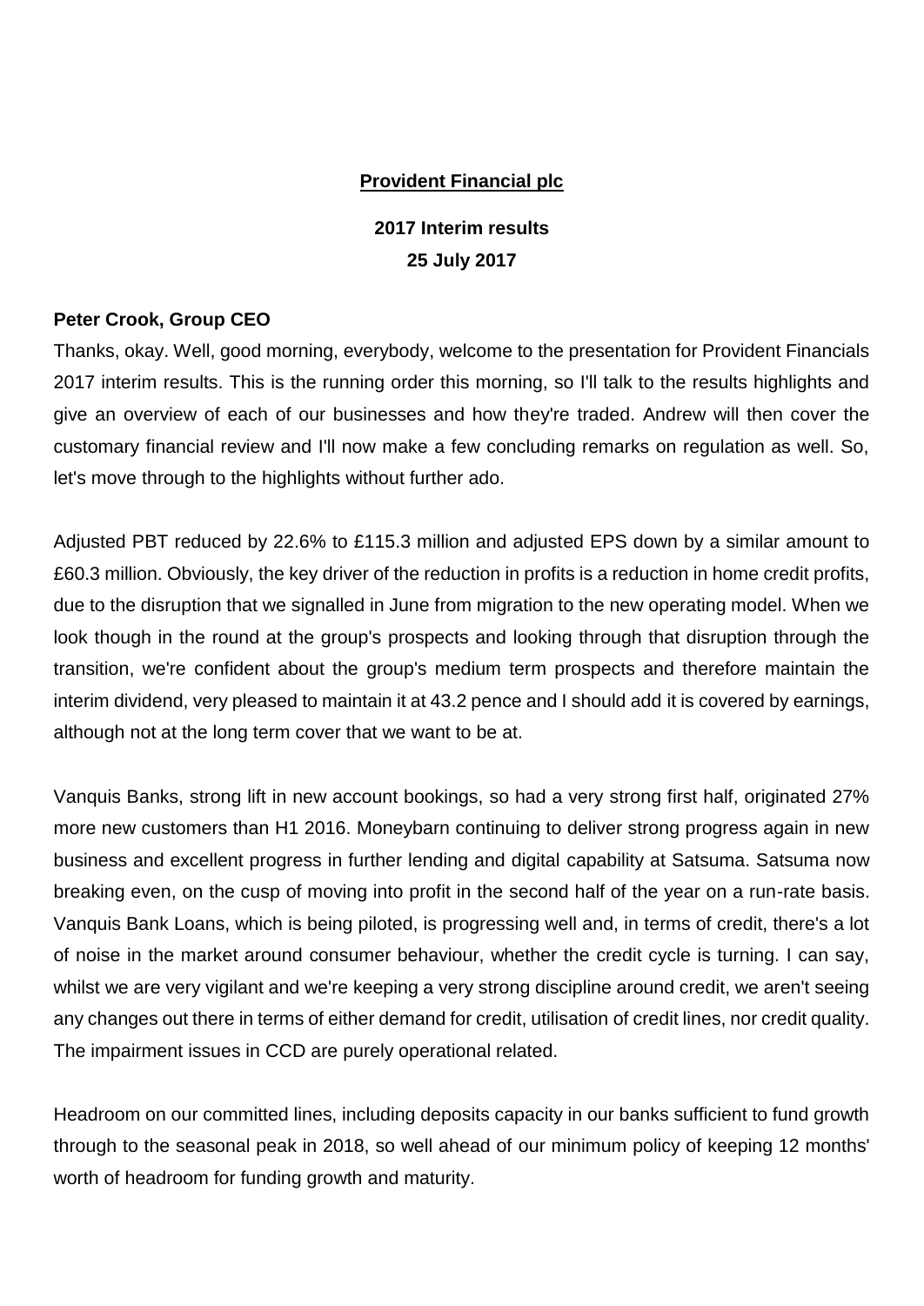**Provident Financial plc**

**2017 Interim results**

**25 July 2017**

**Peter Crook, Group CEO**

Thanks, okay. Well, good morning, everybody, welcome to the presentation for Provident Financials 2017 interim results. This is the running order this morning, so I'll talk to the results highlights and give an overview of each of our businesses and how they're traded. Andrew will then cover the customary financial review and I'll now make a few concluding remarks on regulation as well. So, let's move through to the highlights without further ado.

Adjusted PBT reduced by 22.6% to £115.3 million and adjusted EPS down by a similar amount to £60.3 million. Obviously, the key driver of the reduction in profits is a reduction in home credit profits, due to the disruption that we signalled in June from migration to the new operating model. When we look though in the round at the group's prospects and looking through that disruption through the transition, we're confident about the group's medium term prospects and therefore maintain the interim dividend, very pleased to maintain it at 43.2 pence and I should add it is covered by earnings, although not at the long term cover that we want to be at.

Vanquis Banks, strong lift in new account bookings, so had a very strong first half, originated 27% more new customers than H1 2016. Moneybarn continuing to deliver strong progress again in new business and excellent progress in further lending and digital capability at Satsuma. Satsuma now breaking even, on the cusp of moving into profit in the second half of the year on a run-rate basis. Vanquis Bank Loans, which is being piloted, is progressing well and, in terms of credit, there's a lot of noise in the market around consumer behaviour, whether the credit cycle is turning. I can say, whilst we are very vigilant and we're keeping a very strong discipline around credit, we aren't seeing any changes out there in terms of either demand for credit, utilisation of credit lines, nor credit quality. The impairment issues in CCD are purely operational related.

Headroom on our committed lines, including deposits capacity in our banks sufficient to fund growth through to the seasonal peak in 2018, so well ahead of our minimum policy of keeping 12 months' worth of headroom for funding growth and maturity.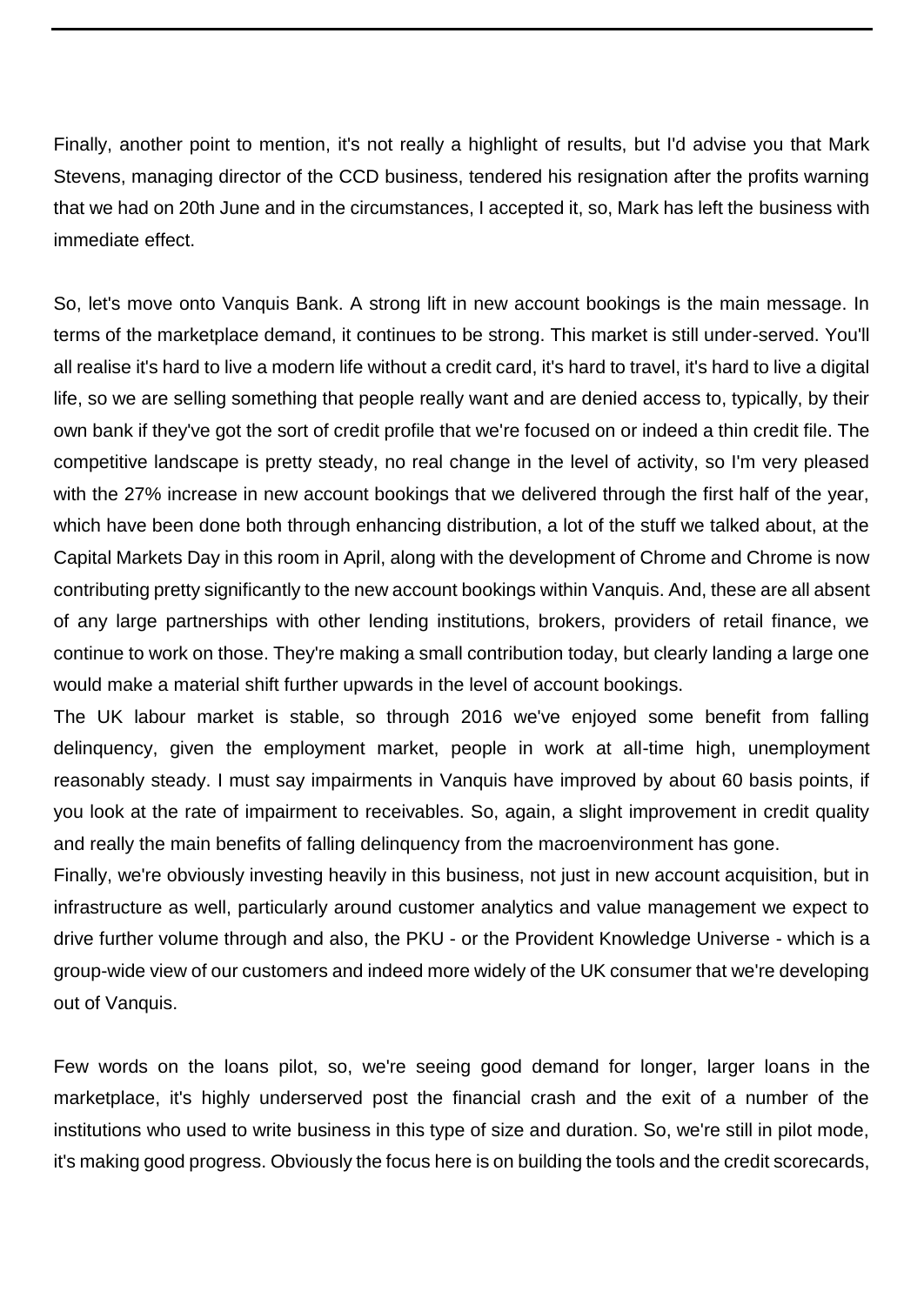Finally, another point to mention, it's not really a highlight of results, but I'd advise you that Mark Stevens, managing director of the CCD business, tendered his resignation after the profits warning that we had on 20th June and in the circumstances, I accepted it, so, Mark has left the business with immediate effect.

So, let's move onto Vanquis Bank. A strong lift in new account bookings is the main message. In terms of the marketplace demand, it continues to be strong. This market is still under-served. You'll all realise it's hard to live a modern life without a credit card, it's hard to travel, it's hard to live a digital life, so we are selling something that people really want and are denied access to, typically, by their own bank if they've got the sort of credit profile that we're focused on or indeed a thin credit file. The competitive landscape is pretty steady, no real change in the level of activity, so I'm very pleased with the 27% increase in new account bookings that we delivered through the first half of the year, which have been done both through enhancing distribution, a lot of the stuff we talked about, at the Capital Markets Day in this room in April, along with the development of Chrome and Chrome is now contributing pretty significantly to the new account bookings within Vanquis. And, these are all absent of any large partnerships with other lending institutions, brokers, providers of retail finance, we continue to work on those. They're making a small contribution today, but clearly landing a large one would make a material shift further upwards in the level of account bookings.

The UK labour market is stable, so through 2016 we've enjoyed some benefit from falling delinquency, given the employment market, people in work at all-time high, unemployment reasonably steady. I must say impairments in Vanquis have improved by about 60 basis points, if you look at the rate of impairment to receivables. So, again, a slight improvement in credit quality and really the main benefits of falling delinquency from the macroenvironment has gone.

Finally, we're obviously investing heavily in this business, not just in new account acquisition, but in infrastructure as well, particularly around customer analytics and value management we expect to drive further volume through and also, the PKU - or the Provident Knowledge Universe - which is a group-wide view of our customers and indeed more widely of the UK consumer that we're developing out of Vanquis.

Few words on the loans pilot, so, we're seeing good demand for longer, larger loans in the marketplace, it's highly underserved post the financial crash and the exit of a number of the institutions who used to write business in this type of size and duration. So, we're still in pilot mode, it's making good progress. Obviously the focus here is on building the tools and the credit scorecards,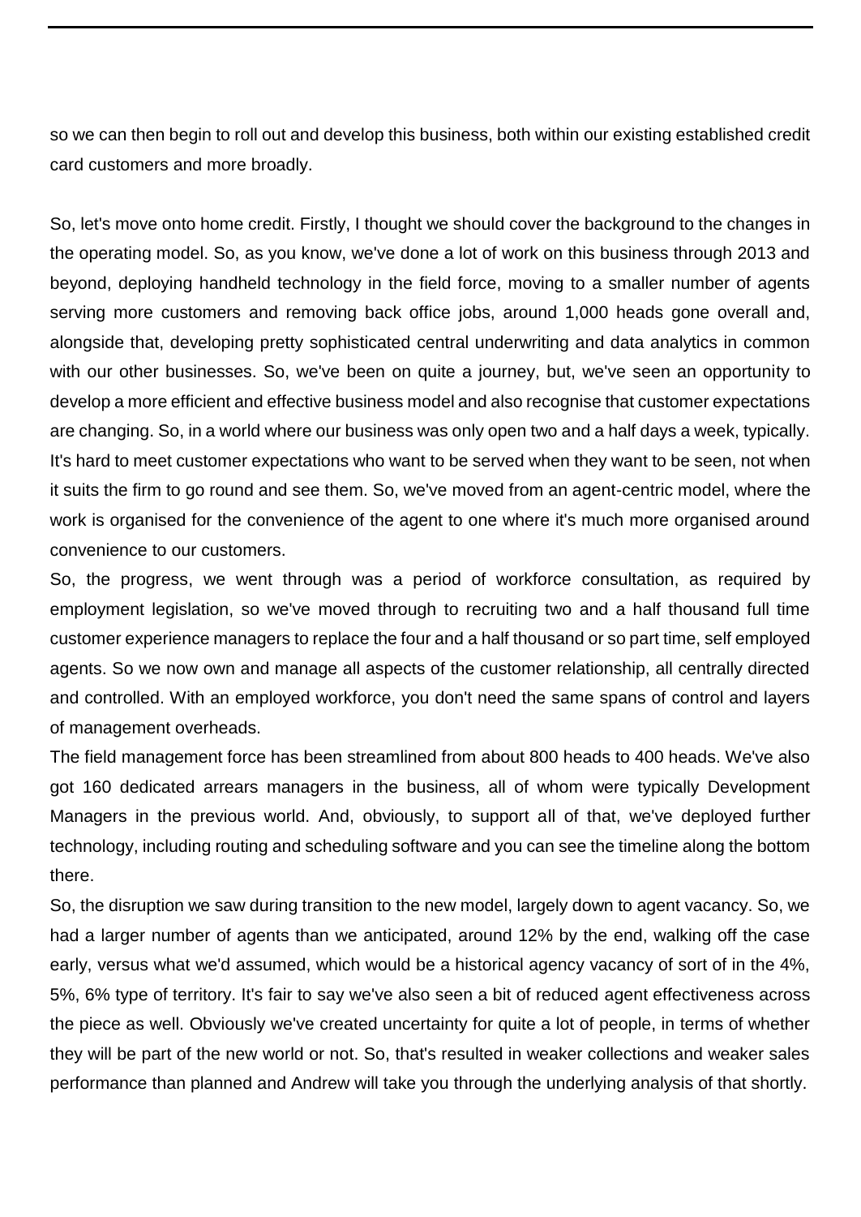so we can then begin to roll out and develop this business, both within our existing established credit card customers and more broadly.

So, let's move onto home credit. Firstly, I thought we should cover the background to the changes in the operating model. So, as you know, we've done a lot of work on this business through 2013 and beyond, deploying handheld technology in the field force, moving to a smaller number of agents serving more customers and removing back office jobs, around 1,000 heads gone overall and, alongside that, developing pretty sophisticated central underwriting and data analytics in common with our other businesses. So, we've been on quite a journey, but, we've seen an opportunity to develop a more efficient and effective business model and also recognise that customer expectations are changing. So, in a world where our business was only open two and a half days a week, typically. It's hard to meet customer expectations who want to be served when they want to be seen, not when it suits the firm to go round and see them. So, we've moved from an agent-centric model, where the work is organised for the convenience of the agent to one where it's much more organised around convenience to our customers.

So, the progress, we went through was a period of workforce consultation, as required by employment legislation, so we've moved through to recruiting two and a half thousand full time customer experience managers to replace the four and a half thousand or so part time, self employed agents. So we now own and manage all aspects of the customer relationship, all centrally directed and controlled. With an employed workforce, you don't need the same spans of control and layers of management overheads.

The field management force has been streamlined from about 800 heads to 400 heads. We've also got 160 dedicated arrears managers in the business, all of whom were typically Development Managers in the previous world. And, obviously, to support all of that, we've deployed further technology, including routing and scheduling software and you can see the timeline along the bottom there.

So, the disruption we saw during transition to the new model, largely down to agent vacancy. So, we had a larger number of agents than we anticipated, around 12% by the end, walking off the case early, versus what we'd assumed, which would be a historical agency vacancy of sort of in the 4%, 5%, 6% type of territory. It's fair to say we've also seen a bit of reduced agent effectiveness across the piece as well. Obviously we've created uncertainty for quite a lot of people, in terms of whether they will be part of the new world or not. So, that's resulted in weaker collections and weaker sales performance than planned and Andrew will take you through the underlying analysis of that shortly.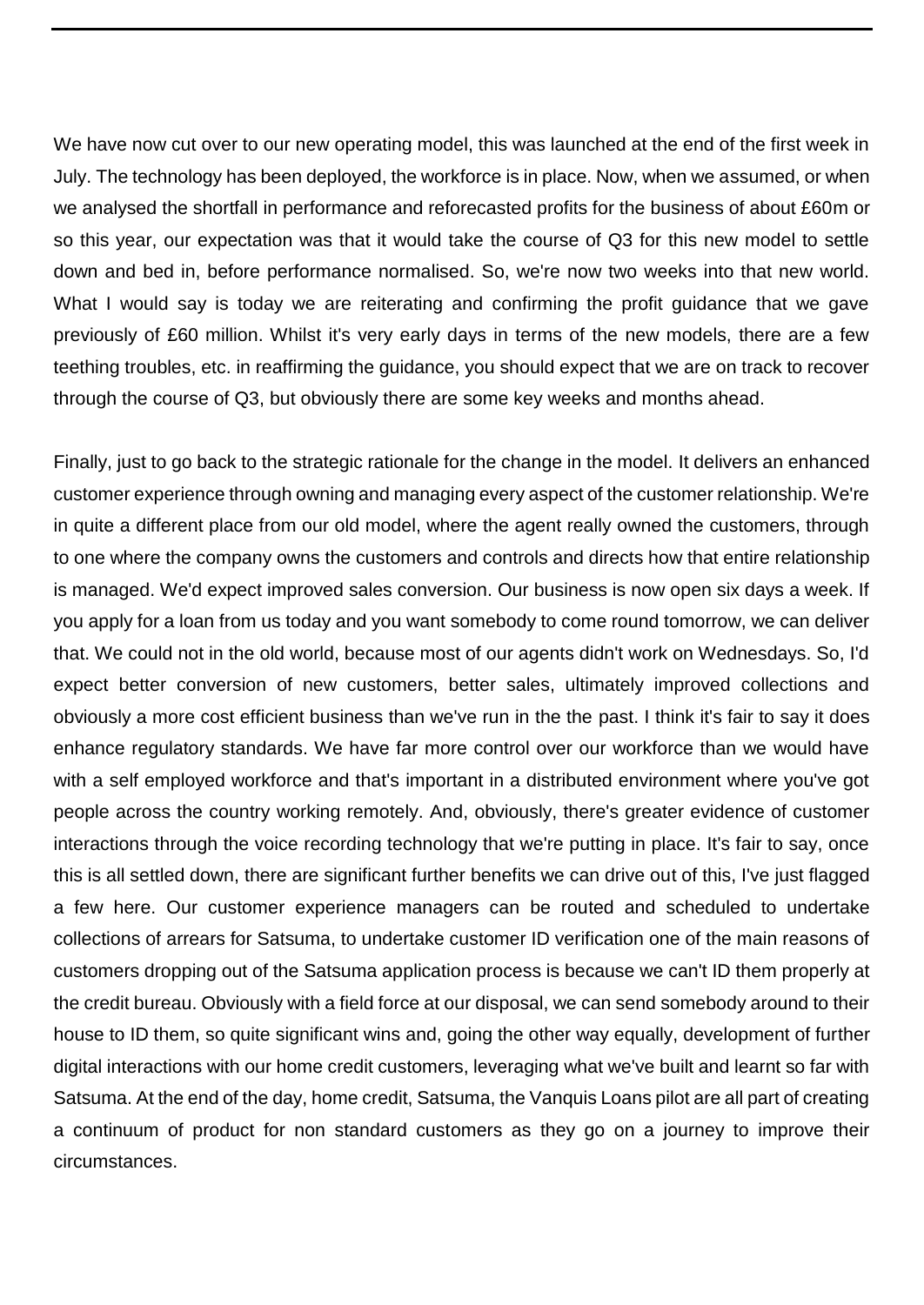We have now cut over to our new operating model, this was launched at the end of the first week in July. The technology has been deployed, the workforce is in place. Now, when we assumed, or when we analysed the shortfall in performance and reforecasted profits for the business of about £60m or so this year, our expectation was that it would take the course of Q3 for this new model to settle down and bed in, before performance normalised. So, we're now two weeks into that new world. What I would say is today we are reiterating and confirming the profit guidance that we gave previously of £60 million. Whilst it's very early days in terms of the new models, there are a few teething troubles, etc. in reaffirming the guidance, you should expect that we are on track to recover through the course of Q3, but obviously there are some key weeks and months ahead.

Finally, just to go back to the strategic rationale for the change in the model. It delivers an enhanced customer experience through owning and managing every aspect of the customer relationship. We're in quite a different place from our old model, where the agent really owned the customers, through to one where the company owns the customers and controls and directs how that entire relationship is managed. We'd expect improved sales conversion. Our business is now open six days a week. If you apply for a loan from us today and you want somebody to come round tomorrow, we can deliver that. We could not in the old world, because most of our agents didn't work on Wednesdays. So, I'd expect better conversion of new customers, better sales, ultimately improved collections and obviously a more cost efficient business than we've run in the the past. I think it's fair to say it does enhance regulatory standards. We have far more control over our workforce than we would have with a self employed workforce and that's important in a distributed environment where you've got people across the country working remotely. And, obviously, there's greater evidence of customer interactions through the voice recording technology that we're putting in place. It's fair to say, once this is all settled down, there are significant further benefits we can drive out of this, I've just flagged a few here. Our customer experience managers can be routed and scheduled to undertake collections of arrears for Satsuma, to undertake customer ID verification one of the main reasons of customers dropping out of the Satsuma application process is because we can't ID them properly at the credit bureau. Obviously with a field force at our disposal, we can send somebody around to their house to ID them, so quite significant wins and, going the other way equally, development of further digital interactions with our home credit customers, leveraging what we've built and learnt so far with Satsuma. At the end of the day, home credit, Satsuma, the Vanquis Loans pilot are all part of creating a continuum of product for non standard customers as they go on a journey to improve their circumstances.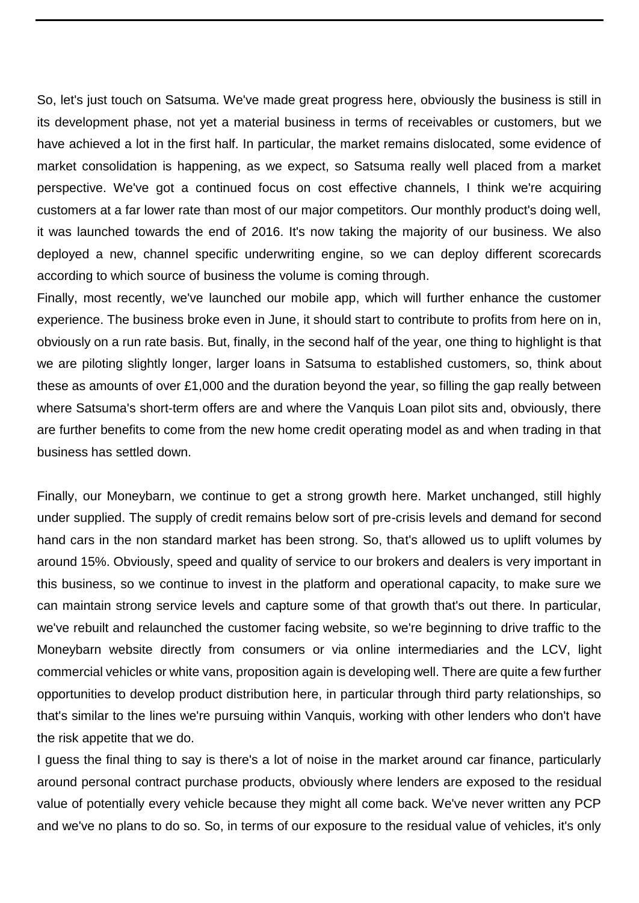So, let's just touch on Satsuma. We've made great progress here, obviously the business is still in its development phase, not yet a material business in terms of receivables or customers, but we have achieved a lot in the first half. In particular, the market remains dislocated, some evidence of market consolidation is happening, as we expect, so Satsuma really well placed from a market perspective. We've got a continued focus on cost effective channels, I think we're acquiring customers at a far lower rate than most of our major competitors. Our monthly product's doing well, it was launched towards the end of 2016. It's now taking the majority of our business. We also deployed a new, channel specific underwriting engine, so we can deploy different scorecards according to which source of business the volume is coming through.

Finally, most recently, we've launched our mobile app, which will further enhance the customer experience. The business broke even in June, it should start to contribute to profits from here on in, obviously on a run rate basis. But, finally, in the second half of the year, one thing to highlight is that we are piloting slightly longer, larger loans in Satsuma to established customers, so, think about these as amounts of over £1,000 and the duration beyond the year, so filling the gap really between where Satsuma's short-term offers are and where the Vanquis Loan pilot sits and, obviously, there are further benefits to come from the new home credit operating model as and when trading in that business has settled down.

Finally, our Moneybarn, we continue to get a strong growth here. Market unchanged, still highly under supplied. The supply of credit remains below sort of pre-crisis levels and demand for second hand cars in the non standard market has been strong. So, that's allowed us to uplift volumes by around 15%. Obviously, speed and quality of service to our brokers and dealers is very important in this business, so we continue to invest in the platform and operational capacity, to make sure we can maintain strong service levels and capture some of that growth that's out there. In particular, we've rebuilt and relaunched the customer facing website, so we're beginning to drive traffic to the Moneybarn website directly from consumers or via online intermediaries and the LCV, light commercial vehicles or white vans, proposition again is developing well. There are quite a few further opportunities to develop product distribution here, in particular through third party relationships, so that's similar to the lines we're pursuing within Vanquis, working with other lenders who don't have the risk appetite that we do.

I guess the final thing to say is there's a lot of noise in the market around car finance, particularly around personal contract purchase products, obviously where lenders are exposed to the residual value of potentially every vehicle because they might all come back. We've never written any PCP and we've no plans to do so. So, in terms of our exposure to the residual value of vehicles, it's only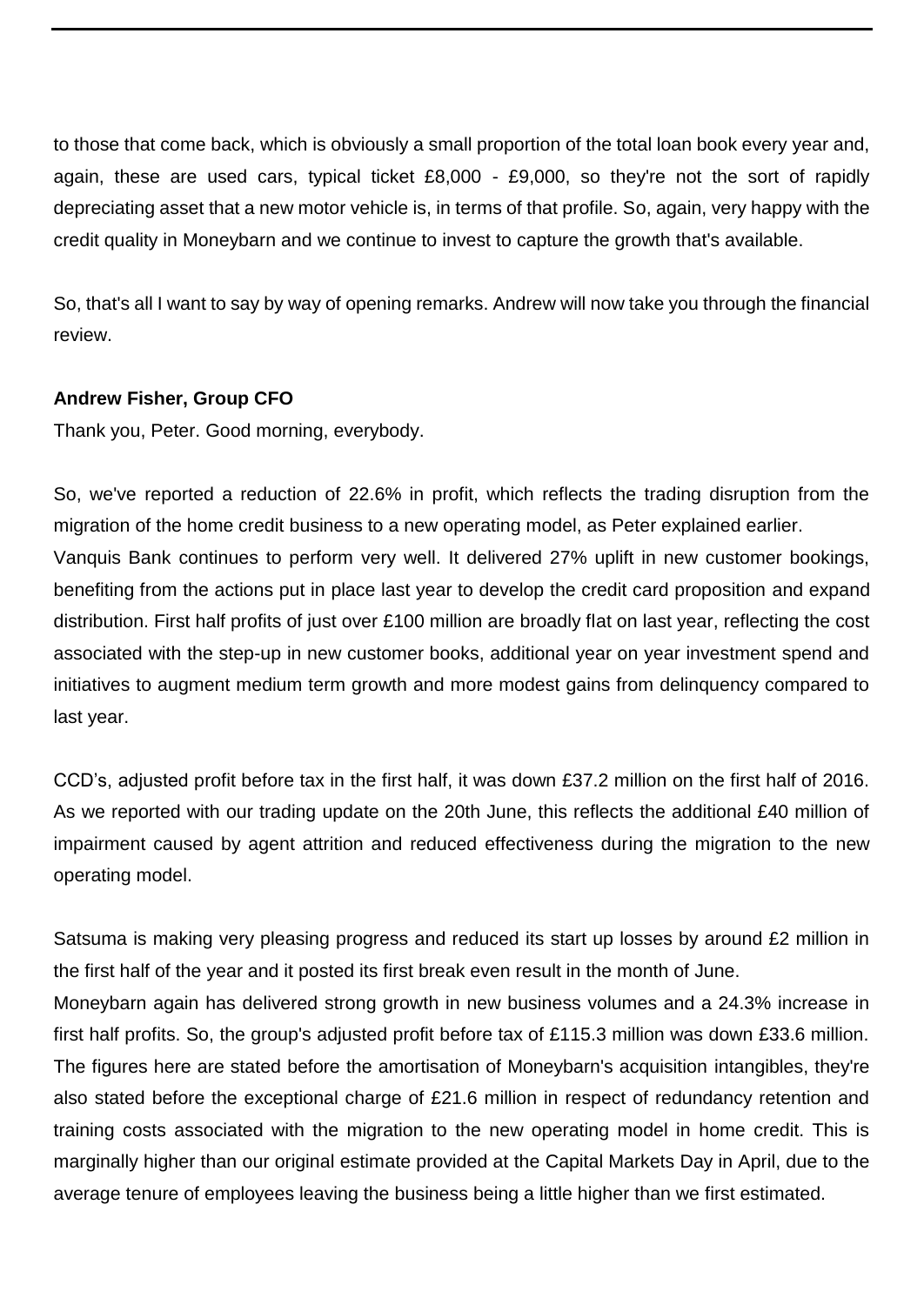to those that come back, which is obviously a small proportion of the total loan book every year and, again, these are used cars, typical ticket £8,000 - £9,000, so they're not the sort of rapidly depreciating asset that a new motor vehicle is, in terms of that profile. So, again, very happy with the credit quality in Moneybarn and we continue to invest to capture the growth that's available.

So, that's all I want to say by way of opening remarks. Andrew will now take you through the financial review.

**Andrew Fisher, Group CFO**

Thank you, Peter. Good morning, everybody.

So, we've reported a reduction of 22.6% in profit, which reflects the trading disruption from the migration of the home credit business to a new operating model, as Peter explained earlier.

Vanquis Bank continues to perform very well. It delivered 27% uplift in new customer bookings, benefiting from the actions put in place last year to develop the credit card proposition and expand distribution. First half profits of just over £100 million are broadly flat on last year, reflecting the cost associated with the step-up in new customer books, additional year on year investment spend and initiatives to augment medium term growth and more modest gains from delinquency compared to last year.

CCD's, adjusted profit before tax in the first half, it was down £37.2 million on the first half of 2016. As we reported with our trading update on the 20th June, this reflects the additional £40 million of impairment caused by agent attrition and reduced effectiveness during the migration to the new operating model.

Satsuma is making very pleasing progress and reduced its start up losses by around £2 million in the first half of the year and it posted its first break even result in the month of June.

Moneybarn again has delivered strong growth in new business volumes and a 24.3% increase in first half profits. So, the group's adjusted profit before tax of £115.3 million was down £33.6 million. The figures here are stated before the amortisation of Moneybarn's acquisition intangibles, they're also stated before the exceptional charge of £21.6 million in respect of redundancy retention and training costs associated with the migration to the new operating model in home credit. This is marginally higher than our original estimate provided at the Capital Markets Day in April, due to the average tenure of employees leaving the business being a little higher than we first estimated.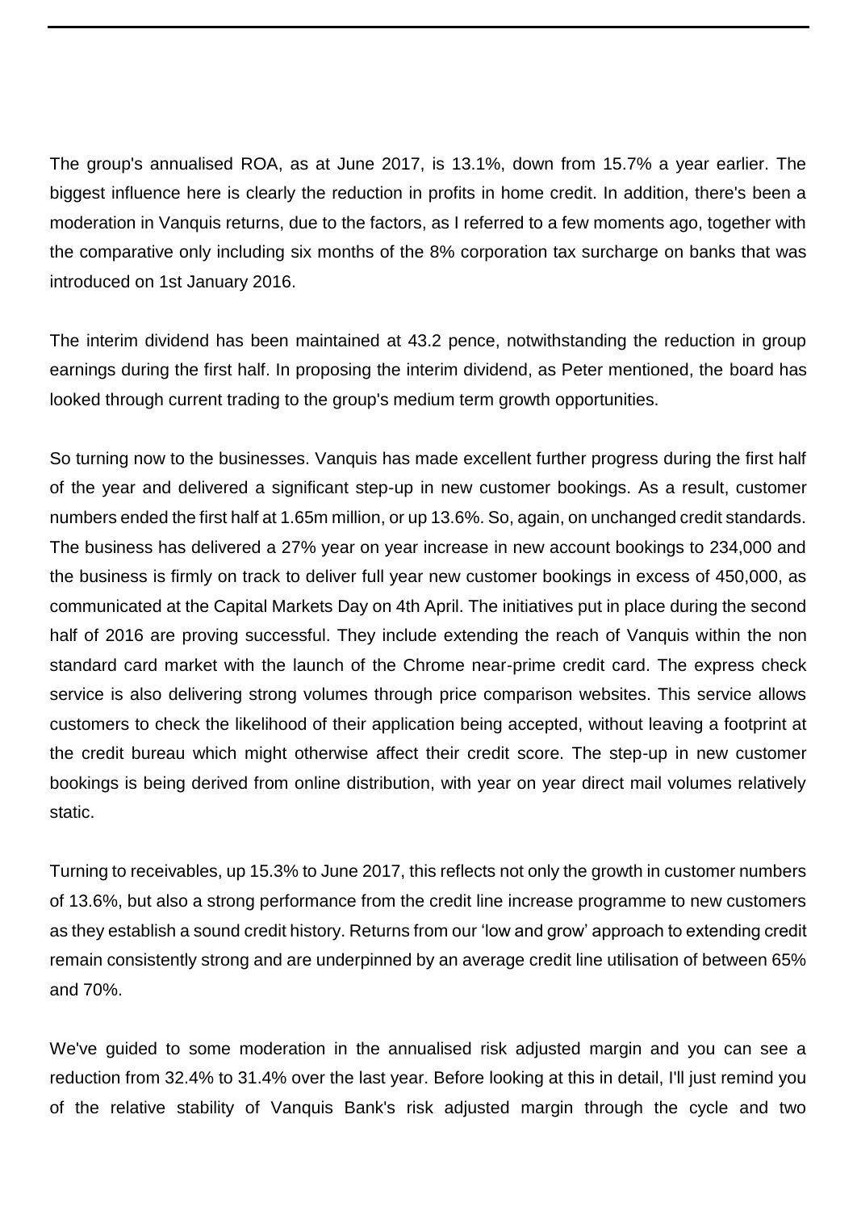The group's annualised ROA, as at June 2017, is 13.1%, down from 15.7% a year earlier. The biggest influence here is clearly the reduction in profits in home credit. In addition, there's been a moderation in Vanquis returns, due to the factors, as I referred to a few moments ago, together with the comparative only including six months of the 8% corporation tax surcharge on banks that was introduced on 1st January 2016.

The interim dividend has been maintained at 43.2 pence, notwithstanding the reduction in group earnings during the first half. In proposing the interim dividend, as Peter mentioned, the board has looked through current trading to the group's medium term growth opportunities.

So turning now to the businesses. Vanquis has made excellent further progress during the first half of the year and delivered a significant step-up in new customer bookings. As a result, customer numbers ended the first half at 1.65m million, or up 13.6%. So, again, on unchanged credit standards. The business has delivered a 27% year on year increase in new account bookings to 234,000 and the business is firmly on track to deliver full year new customer bookings in excess of 450,000, as communicated at the Capital Markets Day on 4th April. The initiatives put in place during the second half of 2016 are proving successful. They include extending the reach of Vanquis within the non standard card market with the launch of the Chrome near-prime credit card. The express check service is also delivering strong volumes through price comparison websites. This service allows customers to check the likelihood of their application being accepted, without leaving a footprint at the credit bureau which might otherwise affect their credit score. The step-up in new customer bookings is being derived from online distribution, with year on year direct mail volumes relatively static.

Turning to receivables, up 15.3% to June 2017, this reflects not only the growth in customer numbers of 13.6%, but also a strong performance from the credit line increase programme to new customers as they establish a sound credit history. Returns from our 'low and grow' approach to extending credit remain consistently strong and are underpinned by an average credit line utilisation of between 65% and 70%.

We've guided to some moderation in the annualised risk adjusted margin and you can see a reduction from 32.4% to 31.4% over the last year. Before looking at this in detail, I'll just remind you of the relative stability of Vanquis Bank's risk adjusted margin through the cycle and two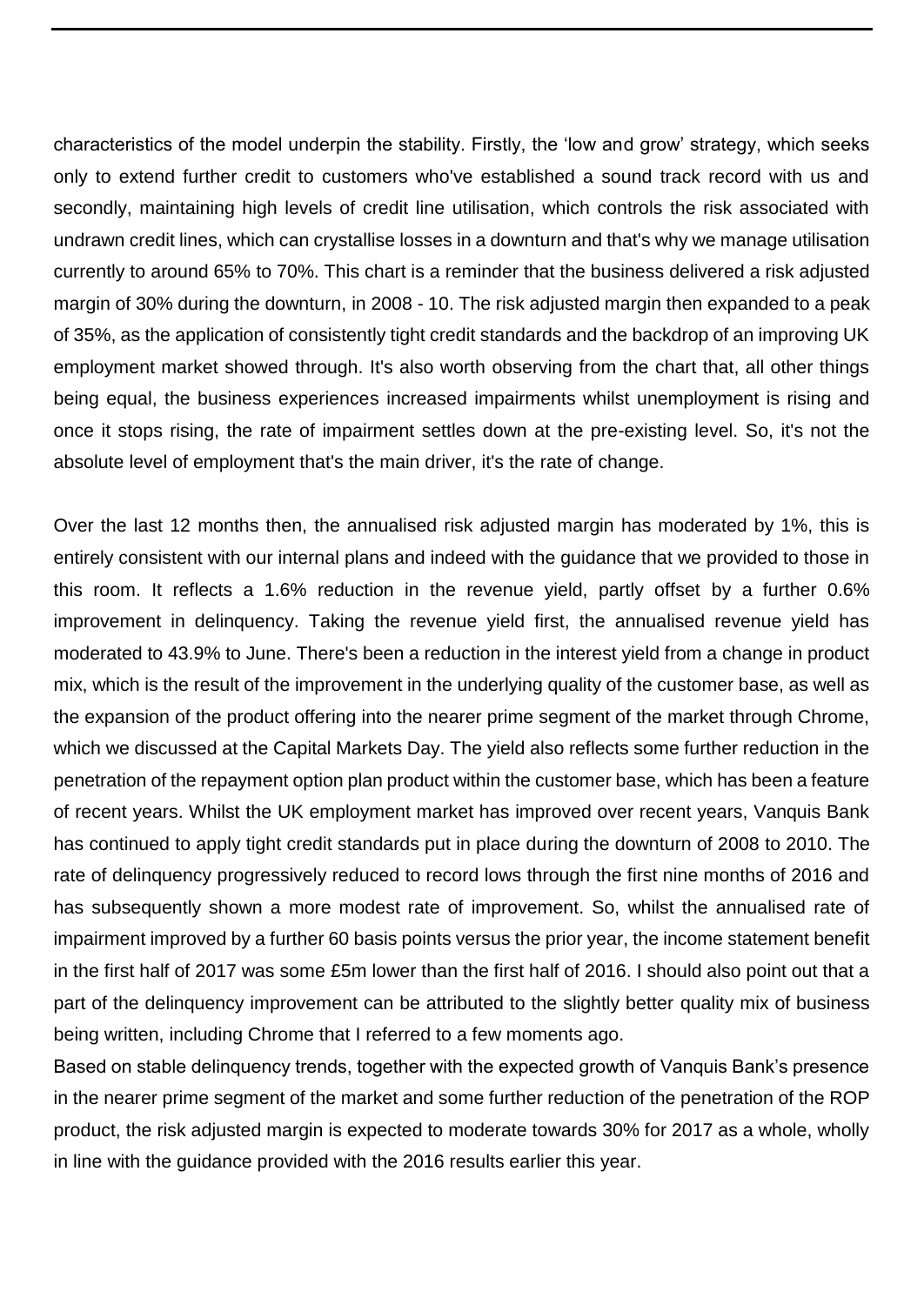characteristics of the model underpin the stability. Firstly, the 'low and grow' strategy, which seeks only to extend further credit to customers who've established a sound track record with us and secondly, maintaining high levels of credit line utilisation, which controls the risk associated with undrawn credit lines, which can crystallise losses in a downturn and that's why we manage utilisation currently to around 65% to 70%. This chart is a reminder that the business delivered a risk adjusted margin of 30% during the downturn, in 2008 - 10. The risk adjusted margin then expanded to a peak of 35%, as the application of consistently tight credit standards and the backdrop of an improving UK employment market showed through. It's also worth observing from the chart that, all other things being equal, the business experiences increased impairments whilst unemployment is rising and once it stops rising, the rate of impairment settles down at the pre-existing level. So, it's not the absolute level of employment that's the main driver, it's the rate of change.

Over the last 12 months then, the annualised risk adjusted margin has moderated by 1%, this is entirely consistent with our internal plans and indeed with the guidance that we provided to those in this room. It reflects a 1.6% reduction in the revenue yield, partly offset by a further 0.6% improvement in delinquency. Taking the revenue yield first, the annualised revenue yield has moderated to 43.9% to June. There's been a reduction in the interest yield from a change in product mix, which is the result of the improvement in the underlying quality of the customer base, as well as the expansion of the product offering into the nearer prime segment of the market through Chrome, which we discussed at the Capital Markets Day. The yield also reflects some further reduction in the penetration of the repayment option plan product within the customer base, which has been a feature of recent years. Whilst the UK employment market has improved over recent years, Vanquis Bank has continued to apply tight credit standards put in place during the downturn of 2008 to 2010. The rate of delinquency progressively reduced to record lows through the first nine months of 2016 and has subsequently shown a more modest rate of improvement. So, whilst the annualised rate of impairment improved by a further 60 basis points versus the prior year, the income statement benefit in the first half of 2017 was some £5m lower than the first half of 2016. I should also point out that a part of the delinquency improvement can be attributed to the slightly better quality mix of business being written, including Chrome that I referred to a few moments ago.

Based on stable delinquency trends, together with the expected growth of Vanquis Bank's presence in the nearer prime segment of the market and some further reduction of the penetration of the ROP product, the risk adjusted margin is expected to moderate towards 30% for 2017 as a whole, wholly in line with the guidance provided with the 2016 results earlier this year.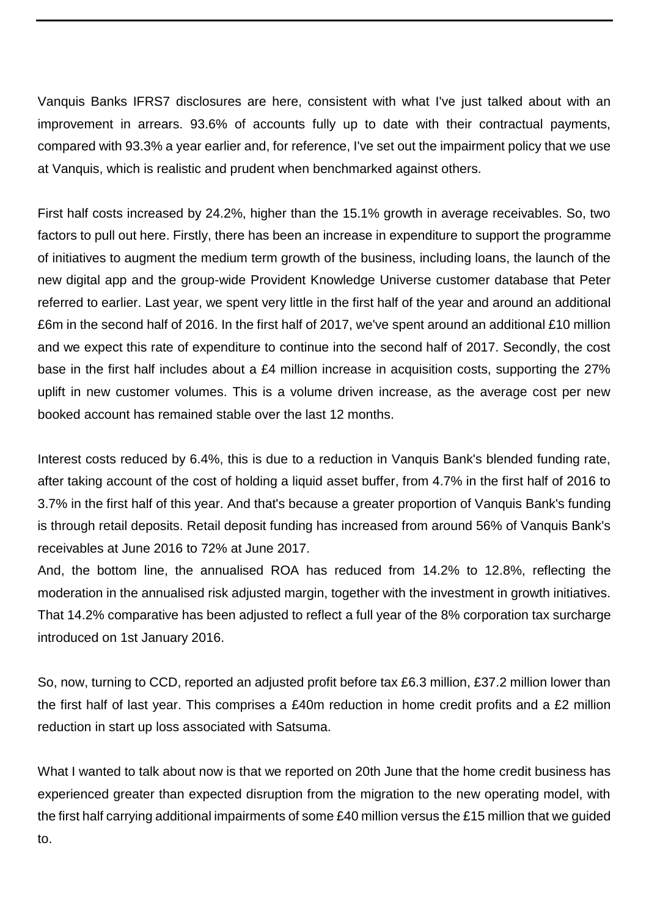Vanquis Banks IFRS7 disclosures are here, consistent with what I've just talked about with an improvement in arrears. 93.6% of accounts fully up to date with their contractual payments, compared with 93.3% a year earlier and, for reference, I've set out the impairment policy that we use at Vanquis, which is realistic and prudent when benchmarked against others.

First half costs increased by 24.2%, higher than the 15.1% growth in average receivables. So, two factors to pull out here. Firstly, there has been an increase in expenditure to support the programme of initiatives to augment the medium term growth of the business, including loans, the launch of the new digital app and the group-wide Provident Knowledge Universe customer database that Peter referred to earlier. Last year, we spent very little in the first half of the year and around an additional £6m in the second half of 2016. In the first half of 2017, we've spent around an additional £10 million and we expect this rate of expenditure to continue into the second half of 2017. Secondly, the cost base in the first half includes about a £4 million increase in acquisition costs, supporting the 27% uplift in new customer volumes. This is a volume driven increase, as the average cost per new booked account has remained stable over the last 12 months.

Interest costs reduced by 6.4%, this is due to a reduction in Vanquis Bank's blended funding rate, after taking account of the cost of holding a liquid asset buffer, from 4.7% in the first half of 2016 to 3.7% in the first half of this year. And that's because a greater proportion of Vanquis Bank's funding is through retail deposits. Retail deposit funding has increased from around 56% of Vanquis Bank's receivables at June 2016 to 72% at June 2017.

And, the bottom line, the annualised ROA has reduced from 14.2% to 12.8%, reflecting the moderation in the annualised risk adjusted margin, together with the investment in growth initiatives. That 14.2% comparative has been adjusted to reflect a full year of the 8% corporation tax surcharge introduced on 1st January 2016.

So, now, turning to CCD, reported an adjusted profit before tax £6.3 million, £37.2 million lower than the first half of last year. This comprises a £40m reduction in home credit profits and a £2 million reduction in start up loss associated with Satsuma.

What I wanted to talk about now is that we reported on 20th June that the home credit business has experienced greater than expected disruption from the migration to the new operating model, with the first half carrying additional impairments of some £40 million versus the £15 million that we guided to.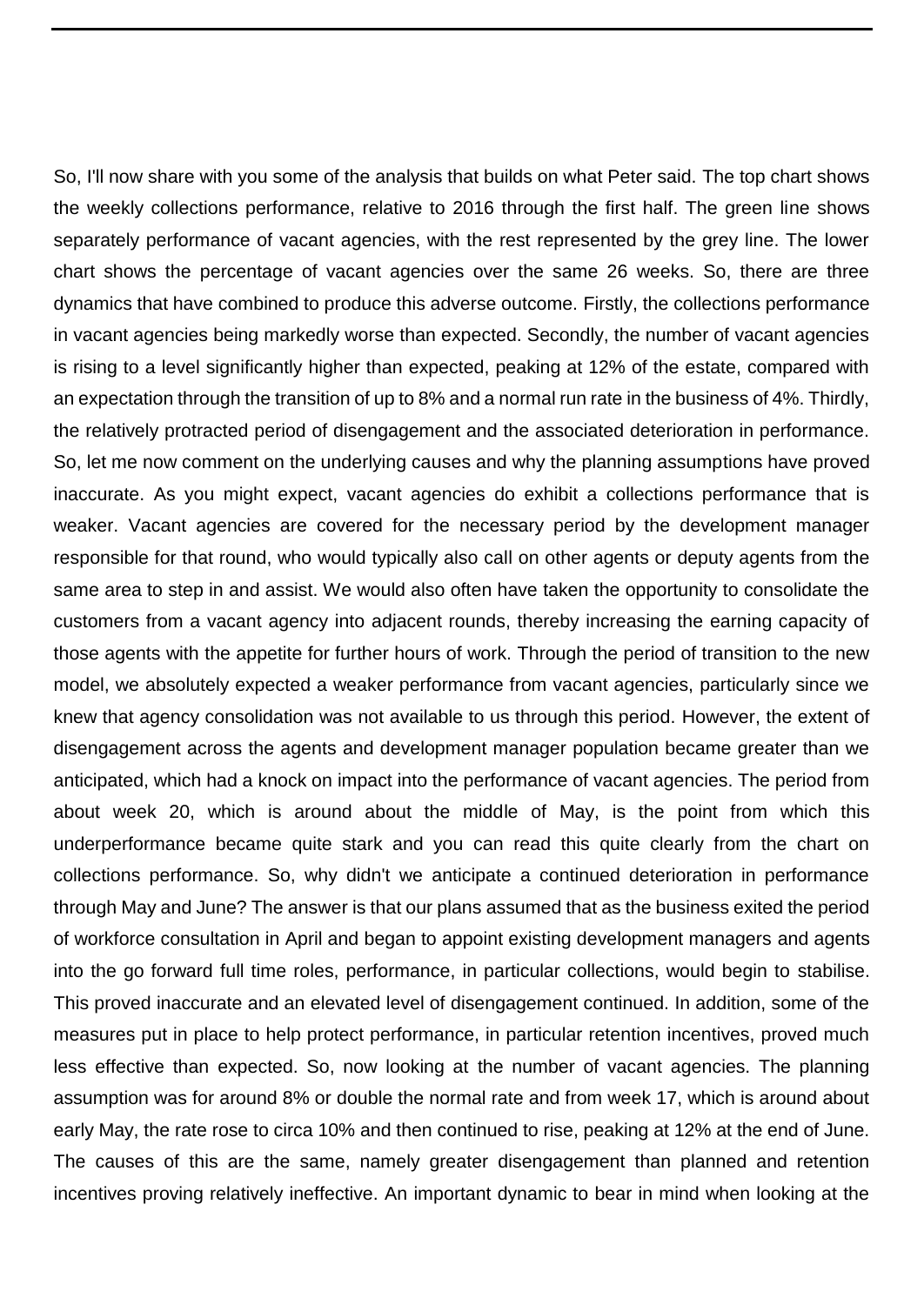So, I'll now share with you some of the analysis that builds on what Peter said. The top chart shows the weekly collections performance, relative to 2016 through the first half. The green line shows separately performance of vacant agencies, with the rest represented by the grey line. The lower chart shows the percentage of vacant agencies over the same 26 weeks. So, there are three dynamics that have combined to produce this adverse outcome. Firstly, the collections performance in vacant agencies being markedly worse than expected. Secondly, the number of vacant agencies is rising to a level significantly higher than expected, peaking at 12% of the estate, compared with an expectation through the transition of up to 8% and a normal run rate in the business of 4%. Thirdly, the relatively protracted period of disengagement and the associated deterioration in performance. So, let me now comment on the underlying causes and why the planning assumptions have proved inaccurate. As you might expect, vacant agencies do exhibit a collections performance that is weaker. Vacant agencies are covered for the necessary period by the development manager responsible for that round, who would typically also call on other agents or deputy agents from the same area to step in and assist. We would also often have taken the opportunity to consolidate the customers from a vacant agency into adjacent rounds, thereby increasing the earning capacity of those agents with the appetite for further hours of work. Through the period of transition to the new model, we absolutely expected a weaker performance from vacant agencies, particularly since we knew that agency consolidation was not available to us through this period. However, the extent of disengagement across the agents and development manager population became greater than we anticipated, which had a knock on impact into the performance of vacant agencies. The period from about week 20, which is around about the middle of May, is the point from which this underperformance became quite stark and you can read this quite clearly from the chart on collections performance. So, why didn't we anticipate a continued deterioration in performance through May and June? The answer is that our plans assumed that as the business exited the period of workforce consultation in April and began to appoint existing development managers and agents into the go forward full time roles, performance, in particular collections, would begin to stabilise. This proved inaccurate and an elevated level of disengagement continued. In addition, some of the measures put in place to help protect performance, in particular retention incentives, proved much less effective than expected. So, now looking at the number of vacant agencies. The planning assumption was for around 8% or double the normal rate and from week 17, which is around about early May, the rate rose to circa 10% and then continued to rise, peaking at 12% at the end of June. The causes of this are the same, namely greater disengagement than planned and retention incentives proving relatively ineffective. An important dynamic to bear in mind when looking at the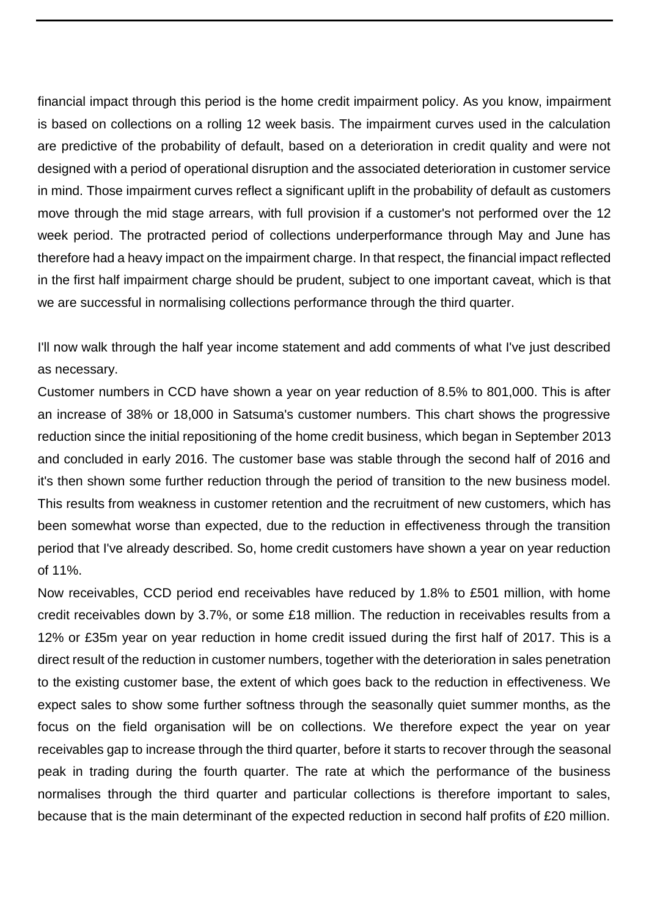financial impact through this period is the home credit impairment policy. As you know, impairment is based on collections on a rolling 12 week basis. The impairment curves used in the calculation are predictive of the probability of default, based on a deterioration in credit quality and were not designed with a period of operational disruption and the associated deterioration in customer service in mind. Those impairment curves reflect a significant uplift in the probability of default as customers move through the mid stage arrears, with full provision if a customer's not performed over the 12 week period. The protracted period of collections underperformance through May and June has therefore had a heavy impact on the impairment charge. In that respect, the financial impact reflected in the first half impairment charge should be prudent, subject to one important caveat, which is that we are successful in normalising collections performance through the third quarter.

I'll now walk through the half year income statement and add comments of what I've just described as necessary.

Customer numbers in CCD have shown a year on year reduction of 8.5% to 801,000. This is after an increase of 38% or 18,000 in Satsuma's customer numbers. This chart shows the progressive reduction since the initial repositioning of the home credit business, which began in September 2013 and concluded in early 2016. The customer base was stable through the second half of 2016 and it's then shown some further reduction through the period of transition to the new business model. This results from weakness in customer retention and the recruitment of new customers, which has been somewhat worse than expected, due to the reduction in effectiveness through the transition period that I've already described. So, home credit customers have shown a year on year reduction of 11%.

Now receivables, CCD period end receivables have reduced by 1.8% to £501 million, with home credit receivables down by 3.7%, or some £18 million. The reduction in receivables results from a 12% or £35m year on year reduction in home credit issued during the first half of 2017. This is a direct result of the reduction in customer numbers, together with the deterioration in sales penetration to the existing customer base, the extent of which goes back to the reduction in effectiveness. We expect sales to show some further softness through the seasonally quiet summer months, as the focus on the field organisation will be on collections. We therefore expect the year on year receivables gap to increase through the third quarter, before it starts to recover through the seasonal peak in trading during the fourth quarter. The rate at which the performance of the business normalises through the third quarter and particular collections is therefore important to sales, because that is the main determinant of the expected reduction in second half profits of £20 million.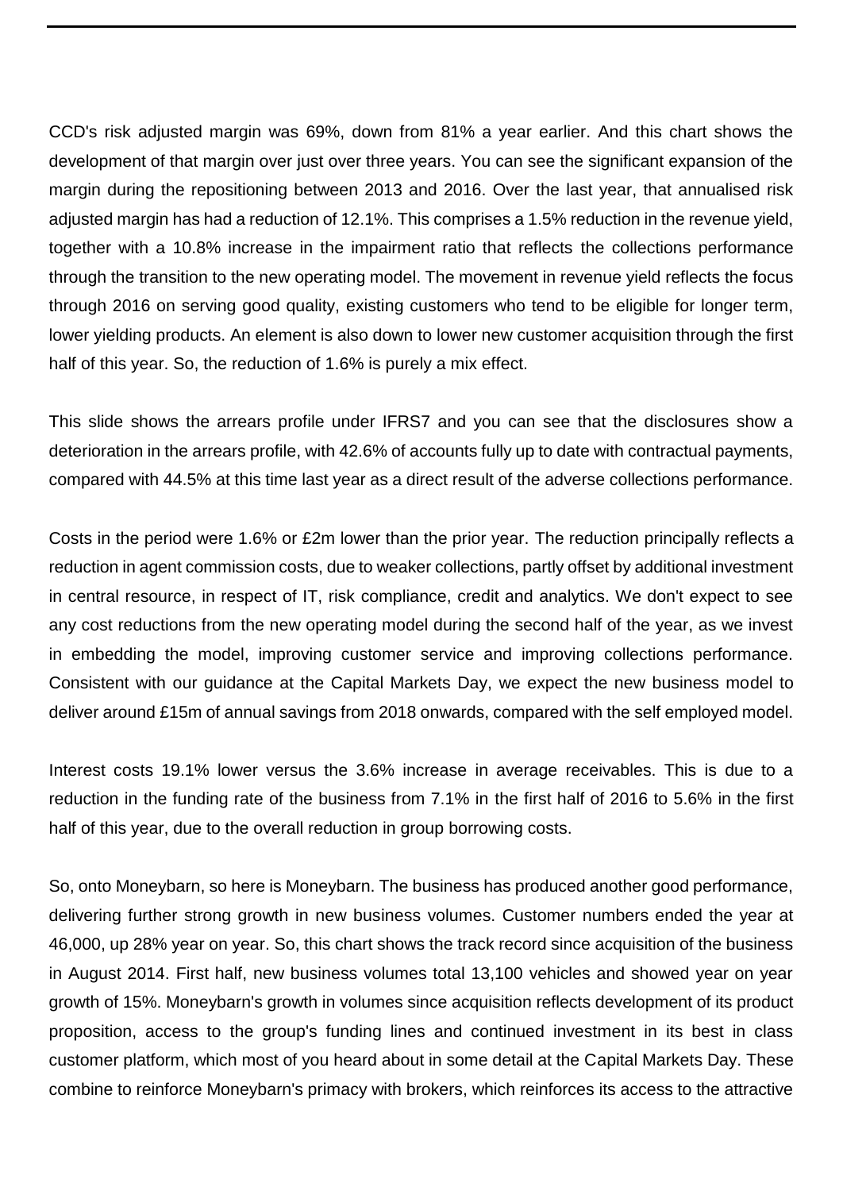CCD's risk adjusted margin was 69%, down from 81% a year earlier. And this chart shows the development of that margin over just over three years. You can see the significant expansion of the margin during the repositioning between 2013 and 2016. Over the last year, that annualised risk adjusted margin has had a reduction of 12.1%. This comprises a 1.5% reduction in the revenue yield, together with a 10.8% increase in the impairment ratio that reflects the collections performance through the transition to the new operating model. The movement in revenue yield reflects the focus through 2016 on serving good quality, existing customers who tend to be eligible for longer term, lower yielding products. An element is also down to lower new customer acquisition through the first half of this year. So, the reduction of 1.6% is purely a mix effect.

This slide shows the arrears profile under IFRS7 and you can see that the disclosures show a deterioration in the arrears profile, with 42.6% of accounts fully up to date with contractual payments, compared with 44.5% at this time last year as a direct result of the adverse collections performance.

Costs in the period were 1.6% or £2m lower than the prior year. The reduction principally reflects a reduction in agent commission costs, due to weaker collections, partly offset by additional investment in central resource, in respect of IT, risk compliance, credit and analytics. We don't expect to see any cost reductions from the new operating model during the second half of the year, as we invest in embedding the model, improving customer service and improving collections performance. Consistent with our guidance at the Capital Markets Day, we expect the new business model to deliver around £15m of annual savings from 2018 onwards, compared with the self employed model.

Interest costs 19.1% lower versus the 3.6% increase in average receivables. This is due to a reduction in the funding rate of the business from 7.1% in the first half of 2016 to 5.6% in the first half of this year, due to the overall reduction in group borrowing costs.

So, onto Moneybarn, so here is Moneybarn. The business has produced another good performance, delivering further strong growth in new business volumes. Customer numbers ended the year at 46,000, up 28% year on year. So, this chart shows the track record since acquisition of the business in August 2014. First half, new business volumes total 13,100 vehicles and showed year on year growth of 15%. Moneybarn's growth in volumes since acquisition reflects development of its product proposition, access to the group's funding lines and continued investment in its best in class customer platform, which most of you heard about in some detail at the Capital Markets Day. These combine to reinforce Moneybarn's primacy with brokers, which reinforces its access to the attractive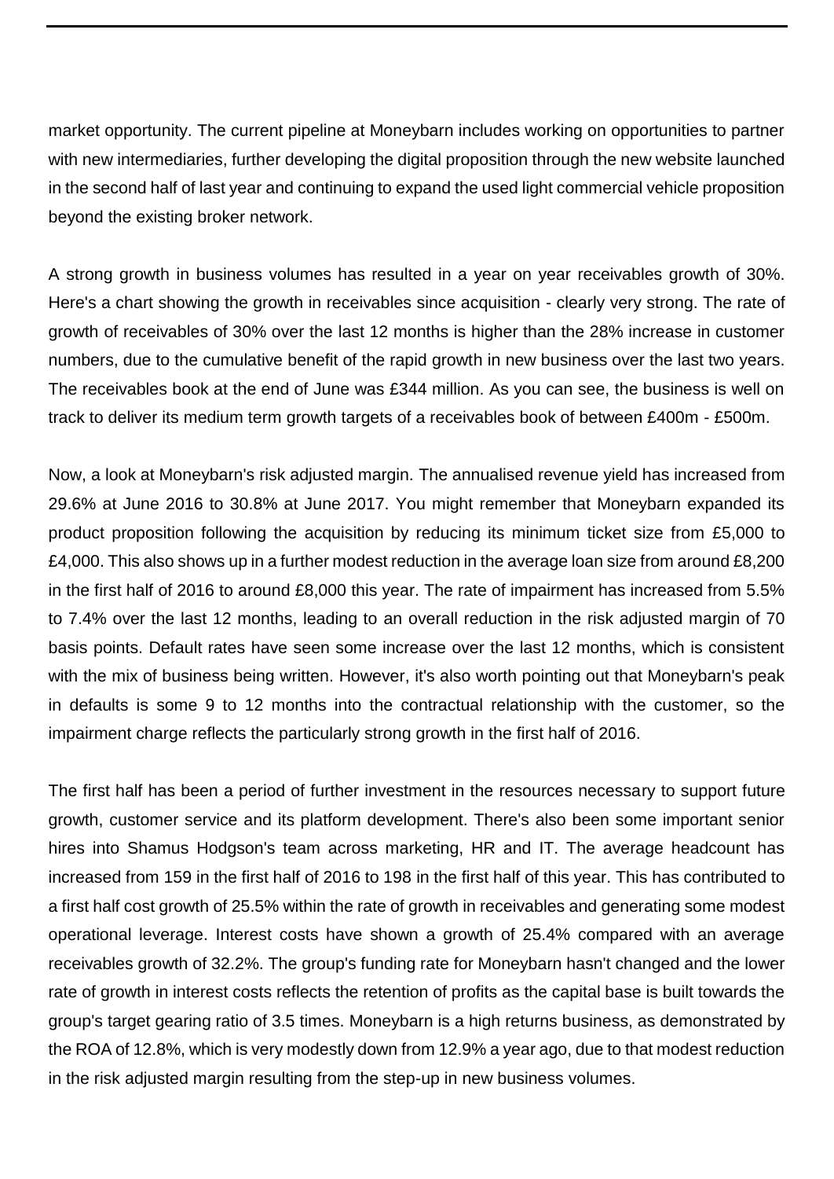market opportunity. The current pipeline at Moneybarn includes working on opportunities to partner with new intermediaries, further developing the digital proposition through the new website launched in the second half of last year and continuing to expand the used light commercial vehicle proposition beyond the existing broker network.

A strong growth in business volumes has resulted in a year on year receivables growth of 30%. Here's a chart showing the growth in receivables since acquisition - clearly very strong. The rate of growth of receivables of 30% over the last 12 months is higher than the 28% increase in customer numbers, due to the cumulative benefit of the rapid growth in new business over the last two years. The receivables book at the end of June was £344 million. As you can see, the business is well on track to deliver its medium term growth targets of a receivables book of between £400m - £500m.

Now, a look at Moneybarn's risk adjusted margin. The annualised revenue yield has increased from 29.6% at June 2016 to 30.8% at June 2017. You might remember that Moneybarn expanded its product proposition following the acquisition by reducing its minimum ticket size from £5,000 to £4,000. This also shows up in a further modest reduction in the average loan size from around £8,200 in the first half of 2016 to around £8,000 this year. The rate of impairment has increased from 5.5% to 7.4% over the last 12 months, leading to an overall reduction in the risk adjusted margin of 70 basis points. Default rates have seen some increase over the last 12 months, which is consistent with the mix of business being written. However, it's also worth pointing out that Moneybarn's peak in defaults is some 9 to 12 months into the contractual relationship with the customer, so the impairment charge reflects the particularly strong growth in the first half of 2016.

The first half has been a period of further investment in the resources necessary to support future growth, customer service and its platform development. There's also been some important senior hires into Shamus Hodgson's team across marketing, HR and IT. The average headcount has increased from 159 in the first half of 2016 to 198 in the first half of this year. This has contributed to a first half cost growth of 25.5% within the rate of growth in receivables and generating some modest operational leverage. Interest costs have shown a growth of 25.4% compared with an average receivables growth of 32.2%. The group's funding rate for Moneybarn hasn't changed and the lower rate of growth in interest costs reflects the retention of profits as the capital base is built towards the group's target gearing ratio of 3.5 times. Moneybarn is a high returns business, as demonstrated by the ROA of 12.8%, which is very modestly down from 12.9% a year ago, due to that modest reduction in the risk adjusted margin resulting from the step-up in new business volumes.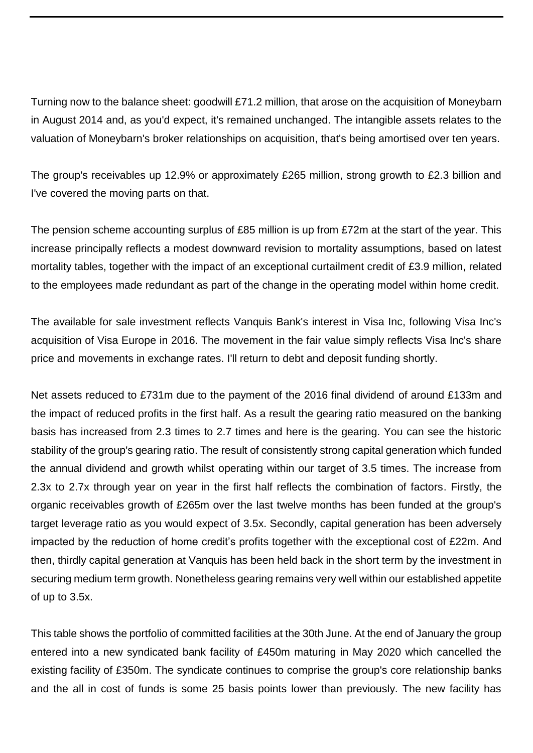Turning now to the balance sheet: goodwill £71.2 million, that arose on the acquisition of Moneybarn in August 2014 and, as you'd expect, it's remained unchanged. The intangible assets relates to the valuation of Moneybarn's broker relationships on acquisition, that's being amortised over ten years.

The group's receivables up 12.9% or approximately £265 million, strong growth to £2.3 billion and I've covered the moving parts on that.

The pension scheme accounting surplus of £85 million is up from £72m at the start of the year. This increase principally reflects a modest downward revision to mortality assumptions, based on latest mortality tables, together with the impact of an exceptional curtailment credit of £3.9 million, related to the employees made redundant as part of the change in the operating model within home credit.

The available for sale investment reflects Vanquis Bank's interest in Visa Inc, following Visa Inc's acquisition of Visa Europe in 2016. The movement in the fair value simply reflects Visa Inc's share price and movements in exchange rates. I'll return to debt and deposit funding shortly.

Net assets reduced to £731m due to the payment of the 2016 final dividend of around £133m and the impact of reduced profits in the first half. As a result the gearing ratio measured on the banking basis has increased from 2.3 times to 2.7 times and here is the gearing. You can see the historic stability of the group's gearing ratio. The result of consistently strong capital generation which funded the annual dividend and growth whilst operating within our target of 3.5 times. The increase from 2.3x to 2.7x through year on year in the first half reflects the combination of factors. Firstly, the organic receivables growth of £265m over the last twelve months has been funded at the group's target leverage ratio as you would expect of 3.5x. Secondly, capital generation has been adversely impacted by the reduction of home credit's profits together with the exceptional cost of £22m. And then, thirdly capital generation at Vanquis has been held back in the short term by the investment in securing medium term growth. Nonetheless gearing remains very well within our established appetite of up to 3.5x.

This table shows the portfolio of committed facilities at the 30th June. At the end of January the group entered into a new syndicated bank facility of £450m maturing in May 2020 which cancelled the existing facility of £350m. The syndicate continues to comprise the group's core relationship banks and the all in cost of funds is some 25 basis points lower than previously. The new facility has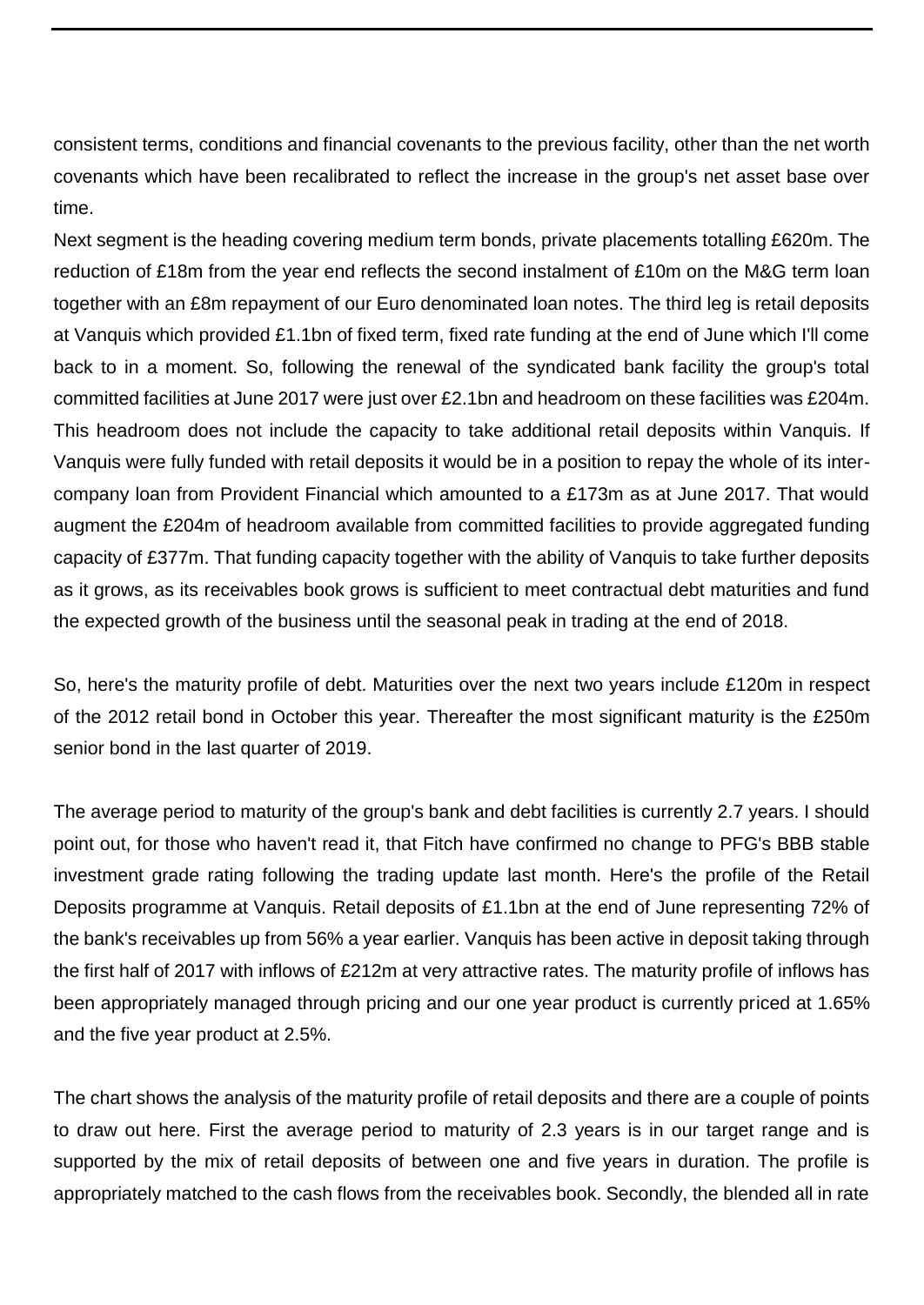consistent terms, conditions and financial covenants to the previous facility, other than the net worth covenants which have been recalibrated to reflect the increase in the group's net asset base over time.

Next segment is the heading covering medium term bonds, private placements totalling £620m. The reduction of £18m from the year end reflects the second instalment of £10m on the M&G term loan together with an £8m repayment of our Euro denominated loan notes. The third leg is retail deposits at Vanquis which provided £1.1bn of fixed term, fixed rate funding at the end of June which I'll come back to in a moment. So, following the renewal of the syndicated bank facility the group's total committed facilities at June 2017 were just over £2.1bn and headroom on these facilities was £204m. This headroom does not include the capacity to take additional retail deposits within Vanquis. If Vanquis were fully funded with retail deposits it would be in a position to repay the whole of its inter-company loan from Provident Financial which amounted to a £173m as at June 2017. That would augment the £204m of headroom available from committed facilities to provide aggregated funding capacity of £377m. That funding capacity together with the ability of Vanquis to take further deposits as it grows, as its receivables book grows is sufficient to meet contractual debt maturities and fund the expected growth of the business until the seasonal peak in trading at the end of 2018.

So, here's the maturity profile of debt. Maturities over the next two years include £120m in respect of the 2012 retail bond in October this year. Thereafter the most significant maturity is the £250m senior bond in the last quarter of 2019.

The average period to maturity of the group's bank and debt facilities is currently 2.7 years. I should point out, for those who haven't read it, that Fitch have confirmed no change to PFG's BBB stable investment grade rating following the trading update last month. Here's the profile of the Retail Deposits programme at Vanquis. Retail deposits of £1.1bn at the end of June representing 72% of the bank's receivables up from 56% a year earlier. Vanquis has been active in deposit taking through the first half of 2017 with inflows of £212m at very attractive rates. The maturity profile of inflows has been appropriately managed through pricing and our one year product is currently priced at 1.65% and the five year product at 2.5%.

The chart shows the analysis of the maturity profile of retail deposits and there are a couple of points to draw out here. First the average period to maturity of 2.3 years is in our target range and is supported by the mix of retail deposits of between one and five years in duration. The profile is appropriately matched to the cash flows from the receivables book. Secondly, the blended all in rate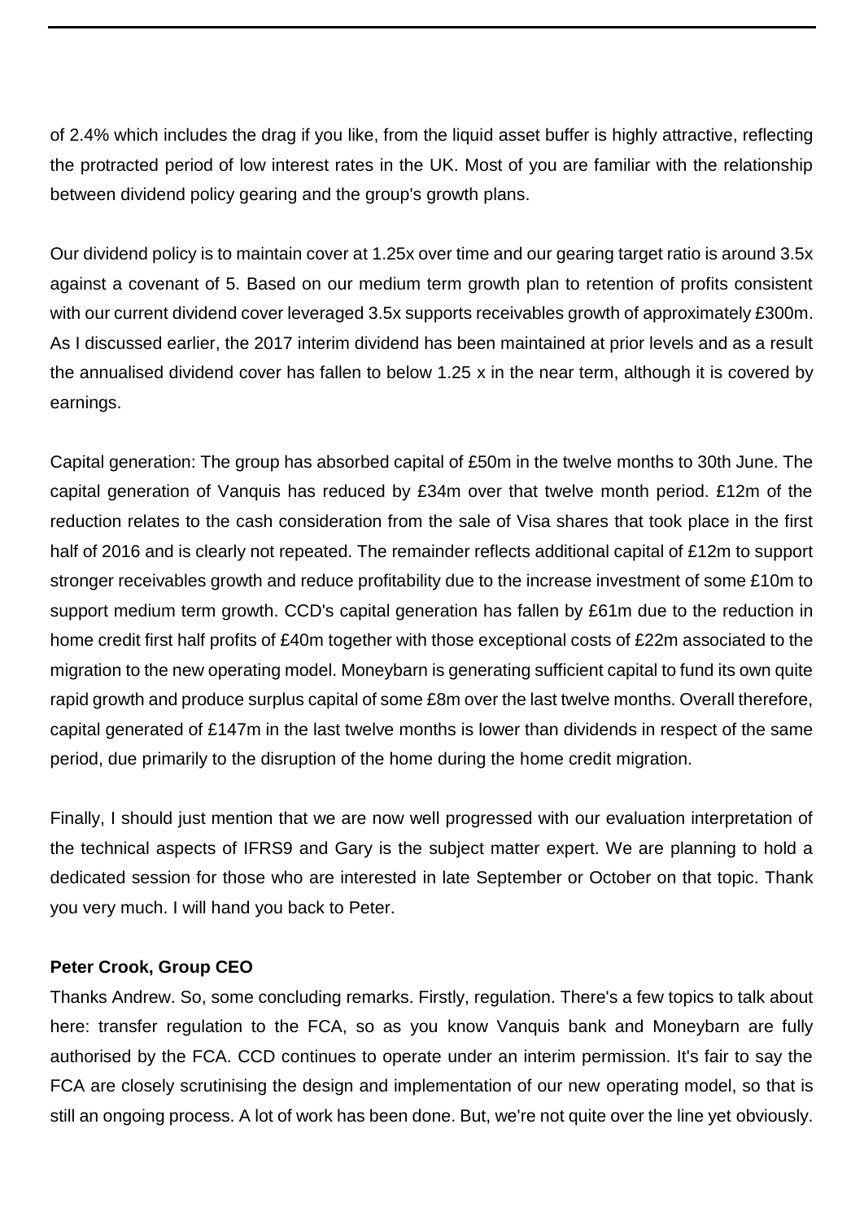of 2.4% which includes the drag if you like, from the liquid asset buffer is highly attractive, reflecting the protracted period of low interest rates in the UK. Most of you are familiar with the relationship between dividend policy gearing and the group's growth plans.

Our dividend policy is to maintain cover at 1.25x over time and our gearing target ratio is around 3.5x against a covenant of 5. Based on our medium term growth plan to retention of profits consistent with our current dividend cover leveraged 3.5x supports receivables growth of approximately £300m. As I discussed earlier, the 2017 interim dividend has been maintained at prior levels and as a result the annualised dividend cover has fallen to below 1.25 x in the near term, although it is covered by earnings.

Capital generation: The group has absorbed capital of £50m in the twelve months to 30th June. The capital generation of Vanquis has reduced by £34m over that twelve month period. £12m of the reduction relates to the cash consideration from the sale of Visa shares that took place in the first half of 2016 and is clearly not repeated. The remainder reflects additional capital of £12m to support stronger receivables growth and reduce profitability due to the increase investment of some £10m to support medium term growth. CCD's capital generation has fallen by £61m due to the reduction in home credit first half profits of £40m together with those exceptional costs of £22m associated to the migration to the new operating model. Moneybarn is generating sufficient capital to fund its own quite rapid growth and produce surplus capital of some £8m over the last twelve months. Overall therefore, capital generated of £147m in the last twelve months is lower than dividends in respect of the same period, due primarily to the disruption of the home during the home credit migration.

Finally, I should just mention that we are now well progressed with our evaluation interpretation of the technical aspects of IFRS9 and Gary is the subject matter expert. We are planning to hold a dedicated session for those who are interested in late September or October on that topic. Thank you very much. I will hand you back to Peter.

**Peter Crook, Group CEO**

Thanks Andrew. So, some concluding remarks. Firstly, regulation. There's a few topics to talk about here: transfer regulation to the FCA, so as you know Vanquis bank and Moneybarn are fully authorised by the FCA. CCD continues to operate under an interim permission. It's fair to say the FCA are closely scrutinising the design and implementation of our new operating model, so that is still an ongoing process. A lot of work has been done. But, we're not quite over the line yet obviously.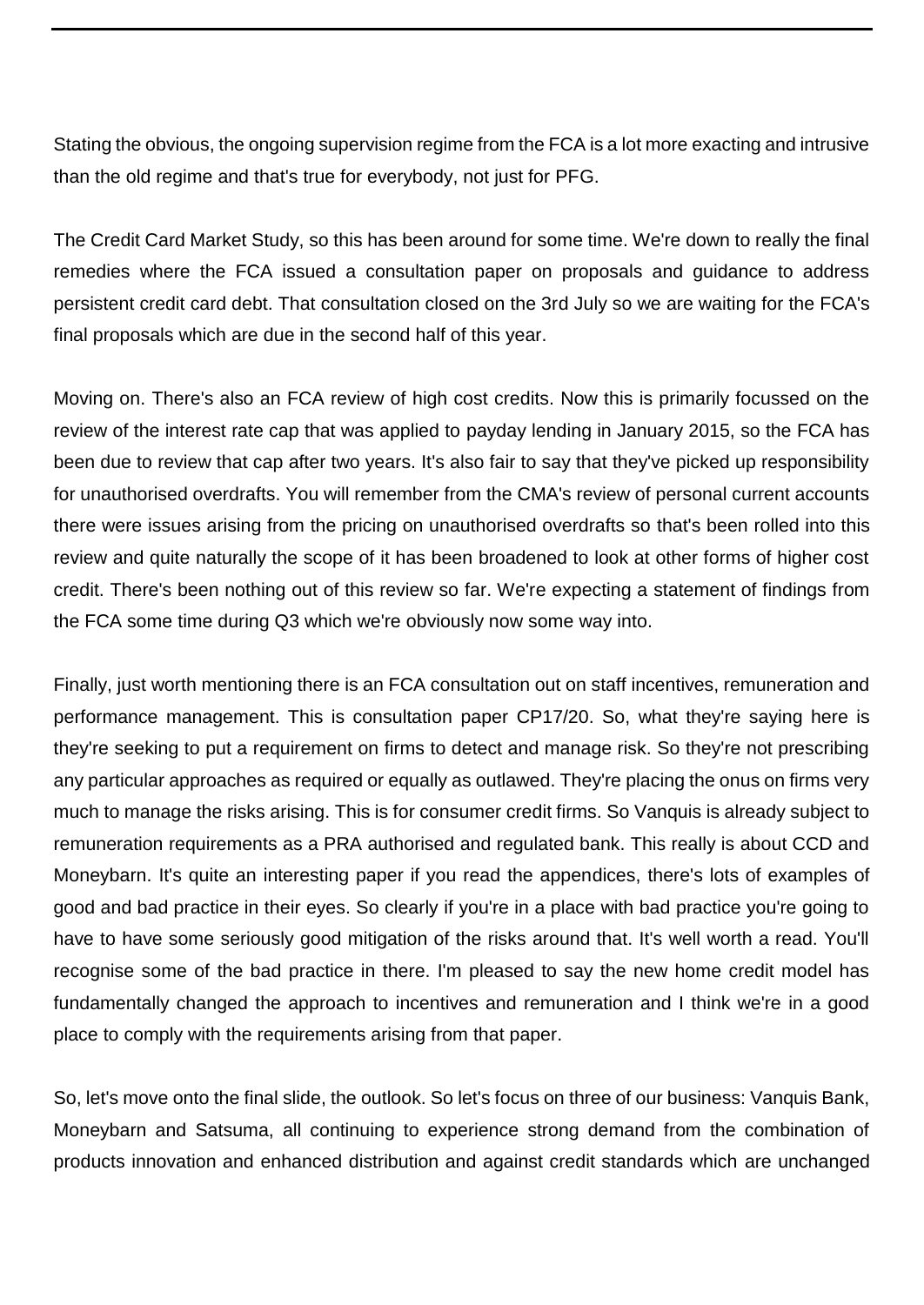Stating the obvious, the ongoing supervision regime from the FCA is a lot more exacting and intrusive than the old regime and that's true for everybody, not just for PFG.

The Credit Card Market Study, so this has been around for some time. We're down to really the final remedies where the FCA issued a consultation paper on proposals and guidance to address persistent credit card debt. That consultation closed on the 3rd July so we are waiting for the FCA's final proposals which are due in the second half of this year.

Moving on. There's also an FCA review of high cost credits. Now this is primarily focussed on the review of the interest rate cap that was applied to payday lending in January 2015, so the FCA has been due to review that cap after two years. It's also fair to say that they've picked up responsibility for unauthorised overdrafts. You will remember from the CMA's review of personal current accounts there were issues arising from the pricing on unauthorised overdrafts so that's been rolled into this review and quite naturally the scope of it has been broadened to look at other forms of higher cost credit. There's been nothing out of this review so far. We're expecting a statement of findings from the FCA some time during Q3 which we're obviously now some way into.

Finally, just worth mentioning there is an FCA consultation out on staff incentives, remuneration and performance management. This is consultation paper CP17/20. So, what they're saying here is they're seeking to put a requirement on firms to detect and manage risk. So they're not prescribing any particular approaches as required or equally as outlawed. They're placing the onus on firms very much to manage the risks arising. This is for consumer credit firms. So Vanquis is already subject to remuneration requirements as a PRA authorised and regulated bank. This really is about CCD and Moneybarn. It's quite an interesting paper if you read the appendices, there's lots of examples of good and bad practice in their eyes. So clearly if you're in a place with bad practice you're going to have to have some seriously good mitigation of the risks around that. It's well worth a read. You'll recognise some of the bad practice in there. I'm pleased to say the new home credit model has fundamentally changed the approach to incentives and remuneration and I think we're in a good place to comply with the requirements arising from that paper.

So, let's move onto the final slide, the outlook. So let's focus on three of our business: Vanquis Bank, Moneybarn and Satsuma, all continuing to experience strong demand from the combination of products innovation and enhanced distribution and against credit standards which are unchanged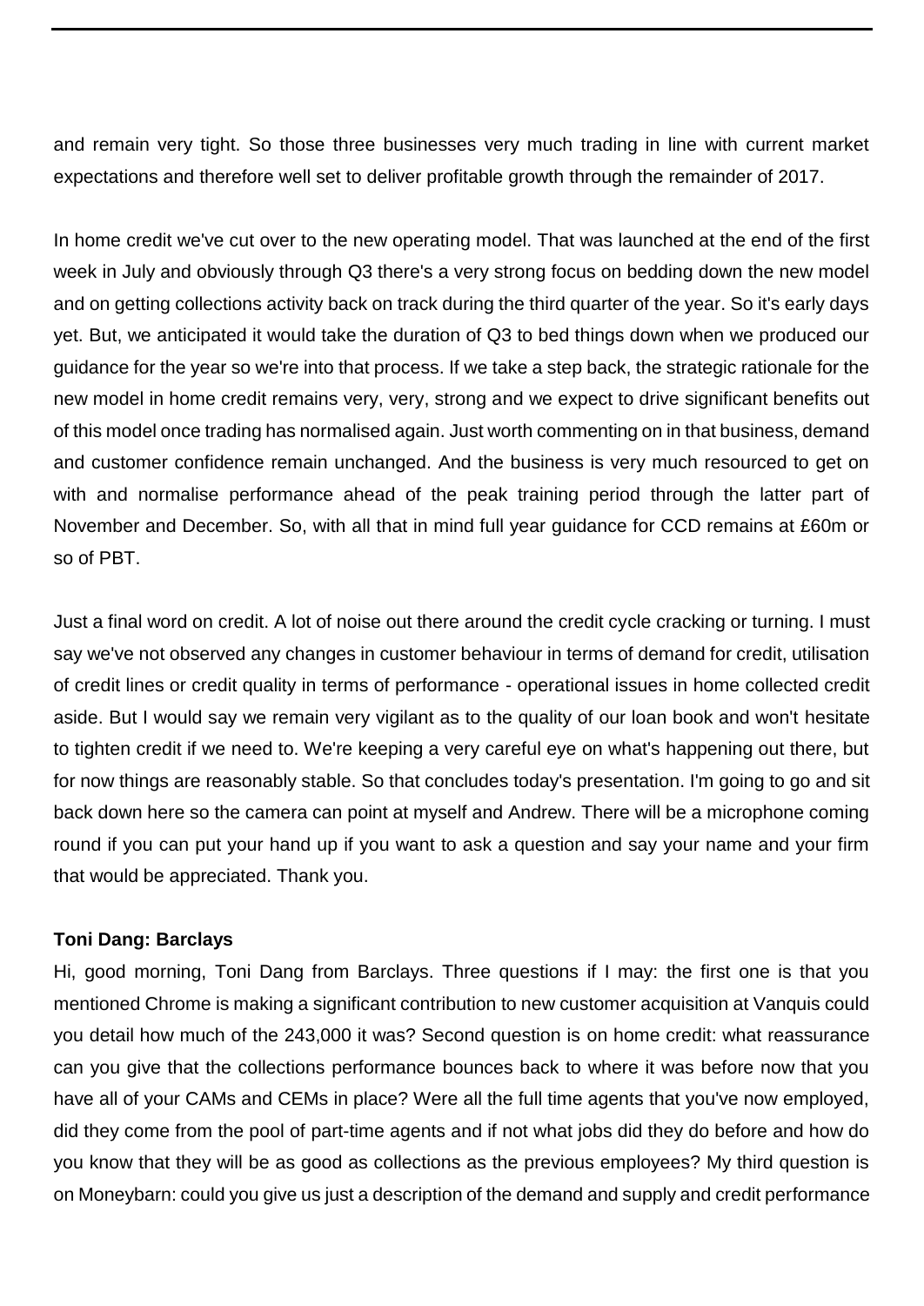and remain very tight. So those three businesses very much trading in line with current market expectations and therefore well set to deliver profitable growth through the remainder of 2017.

In home credit we've cut over to the new operating model. That was launched at the end of the first week in July and obviously through Q3 there's a very strong focus on bedding down the new model and on getting collections activity back on track during the third quarter of the year. So it's early days yet. But, we anticipated it would take the duration of Q3 to bed things down when we produced our guidance for the year so we're into that process. If we take a step back, the strategic rationale for the new model in home credit remains very, very, strong and we expect to drive significant benefits out of this model once trading has normalised again. Just worth commenting on in that business, demand and customer confidence remain unchanged. And the business is very much resourced to get on with and normalise performance ahead of the peak training period through the latter part of November and December. So, with all that in mind full year guidance for CCD remains at £60m or so of PBT.

Just a final word on credit. A lot of noise out there around the credit cycle cracking or turning. I must say we've not observed any changes in customer behaviour in terms of demand for credit, utilisation of credit lines or credit quality in terms of performance - operational issues in home collected credit aside. But I would say we remain very vigilant as to the quality of our loan book and won't hesitate to tighten credit if we need to. We're keeping a very careful eye on what's happening out there, but for now things are reasonably stable. So that concludes today's presentation. I'm going to go and sit back down here so the camera can point at myself and Andrew. There will be a microphone coming round if you can put your hand up if you want to ask a question and say your name and your firm that would be appreciated. Thank you.

**Toni Dang: Barclays**

Hi, good morning, Toni Dang from Barclays. Three questions if I may: the first one is that you mentioned Chrome is making a significant contribution to new customer acquisition at Vanquis could you detail how much of the 243,000 it was? Second question is on home credit: what reassurance can you give that the collections performance bounces back to where it was before now that you have all of your CAMs and CEMs in place? Were all the full time agents that you've now employed, did they come from the pool of part-time agents and if not what jobs did they do before and how do you know that they will be as good as collections as the previous employees? My third question is on Moneybarn: could you give us just a description of the demand and supply and credit performance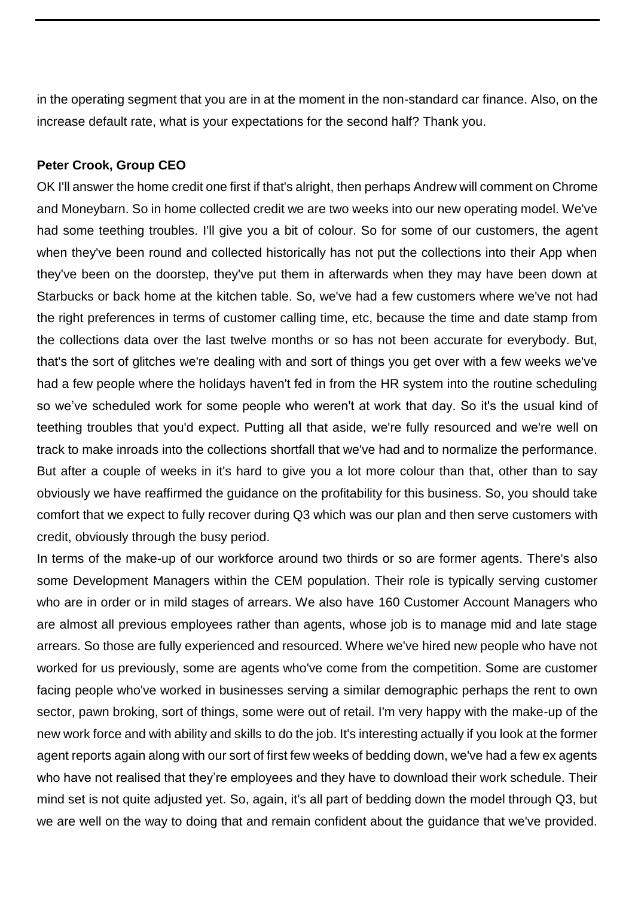in the operating segment that you are in at the moment in the non-standard car finance. Also, on the increase default rate, what is your expectations for the second half? Thank you.

**Peter Crook, Group CEO**

OK I'll answer the home credit one first if that's alright, then perhaps Andrew will comment on Chrome and Moneybarn. So in home collected credit we are two weeks into our new operating model. We've had some teething troubles. I'll give you a bit of colour. So for some of our customers, the agent when they've been round and collected historically has not put the collections into their App when they've been on the doorstep, they've put them in afterwards when they may have been down at Starbucks or back home at the kitchen table. So, we've had a few customers where we've not had the right preferences in terms of customer calling time, etc, because the time and date stamp from the collections data over the last twelve months or so has not been accurate for everybody. But, that's the sort of glitches we're dealing with and sort of things you get over with a few weeks we've had a few people where the holidays haven't fed in from the HR system into the routine scheduling so we've scheduled work for some people who weren't at work that day. So it's the usual kind of teething troubles that you'd expect. Putting all that aside, we're fully resourced and we're well on track to make inroads into the collections shortfall that we've had and to normalize the performance. But after a couple of weeks in it's hard to give you a lot more colour than that, other than to say obviously we have reaffirmed the guidance on the profitability for this business. So, you should take comfort that we expect to fully recover during Q3 which was our plan and then serve customers with credit, obviously through the busy period.

In terms of the make-up of our workforce around two thirds or so are former agents. There's also some Development Managers within the CEM population. Their role is typically serving customer who are in order or in mild stages of arrears. We also have 160 Customer Account Managers who are almost all previous employees rather than agents, whose job is to manage mid and late stage arrears. So those are fully experienced and resourced. Where we've hired new people who have not worked for us previously, some are agents who've come from the competition. Some are customer facing people who've worked in businesses serving a similar demographic perhaps the rent to own sector, pawn broking, sort of things, some were out of retail. I'm very happy with the make-up of the new work force and with ability and skills to do the job. It's interesting actually if you look at the former agent reports again along with our sort of first few weeks of bedding down, we've had a few ex agents who have not realised that they're employees and they have to download their work schedule. Their mind set is not quite adjusted yet. So, again, it's all part of bedding down the model through Q3, but we are well on the way to doing that and remain confident about the guidance that we've provided.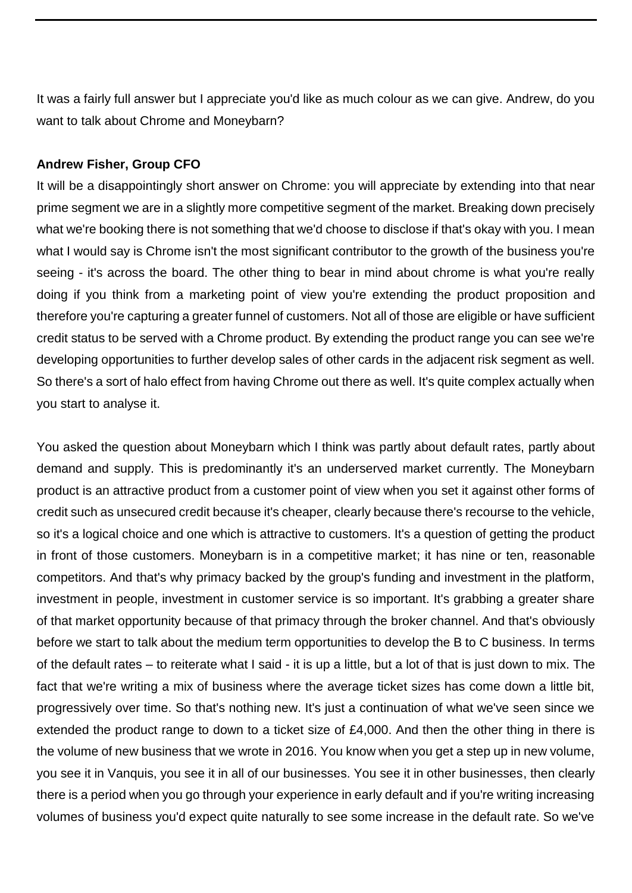It was a fairly full answer but I appreciate you'd like as much colour as we can give. Andrew, do you want to talk about Chrome and Moneybarn?

**Andrew Fisher, Group CFO**

It will be a disappointingly short answer on Chrome: you will appreciate by extending into that near prime segment we are in a slightly more competitive segment of the market. Breaking down precisely what we're booking there is not something that we'd choose to disclose if that's okay with you. I mean what I would say is Chrome isn't the most significant contributor to the growth of the business you're seeing - it's across the board. The other thing to bear in mind about chrome is what you're really doing if you think from a marketing point of view you're extending the product proposition and therefore you're capturing a greater funnel of customers. Not all of those are eligible or have sufficient credit status to be served with a Chrome product. By extending the product range you can see we're developing opportunities to further develop sales of other cards in the adjacent risk segment as well. So there's a sort of halo effect from having Chrome out there as well. It's quite complex actually when you start to analyse it.

You asked the question about Moneybarn which I think was partly about default rates, partly about demand and supply. This is predominantly it's an underserved market currently. The Moneybarn product is an attractive product from a customer point of view when you set it against other forms of credit such as unsecured credit because it's cheaper, clearly because there's recourse to the vehicle, so it's a logical choice and one which is attractive to customers. It's a question of getting the product in front of those customers. Moneybarn is in a competitive market; it has nine or ten, reasonable competitors. And that's why primacy backed by the group's funding and investment in the platform, investment in people, investment in customer service is so important. It's grabbing a greater share of that market opportunity because of that primacy through the broker channel. And that's obviously before we start to talk about the medium term opportunities to develop the B to C business. In terms of the default rates – to reiterate what I said - it is up a little, but a lot of that is just down to mix. The fact that we're writing a mix of business where the average ticket sizes has come down a little bit, progressively over time. So that's nothing new. It's just a continuation of what we've seen since we extended the product range to down to a ticket size of £4,000. And then the other thing in there is the volume of new business that we wrote in 2016. You know when you get a step up in new volume, you see it in Vanquis, you see it in all of our businesses. You see it in other businesses, then clearly there is a period when you go through your experience in early default and if you're writing increasing volumes of business you'd expect quite naturally to see some increase in the default rate. So we've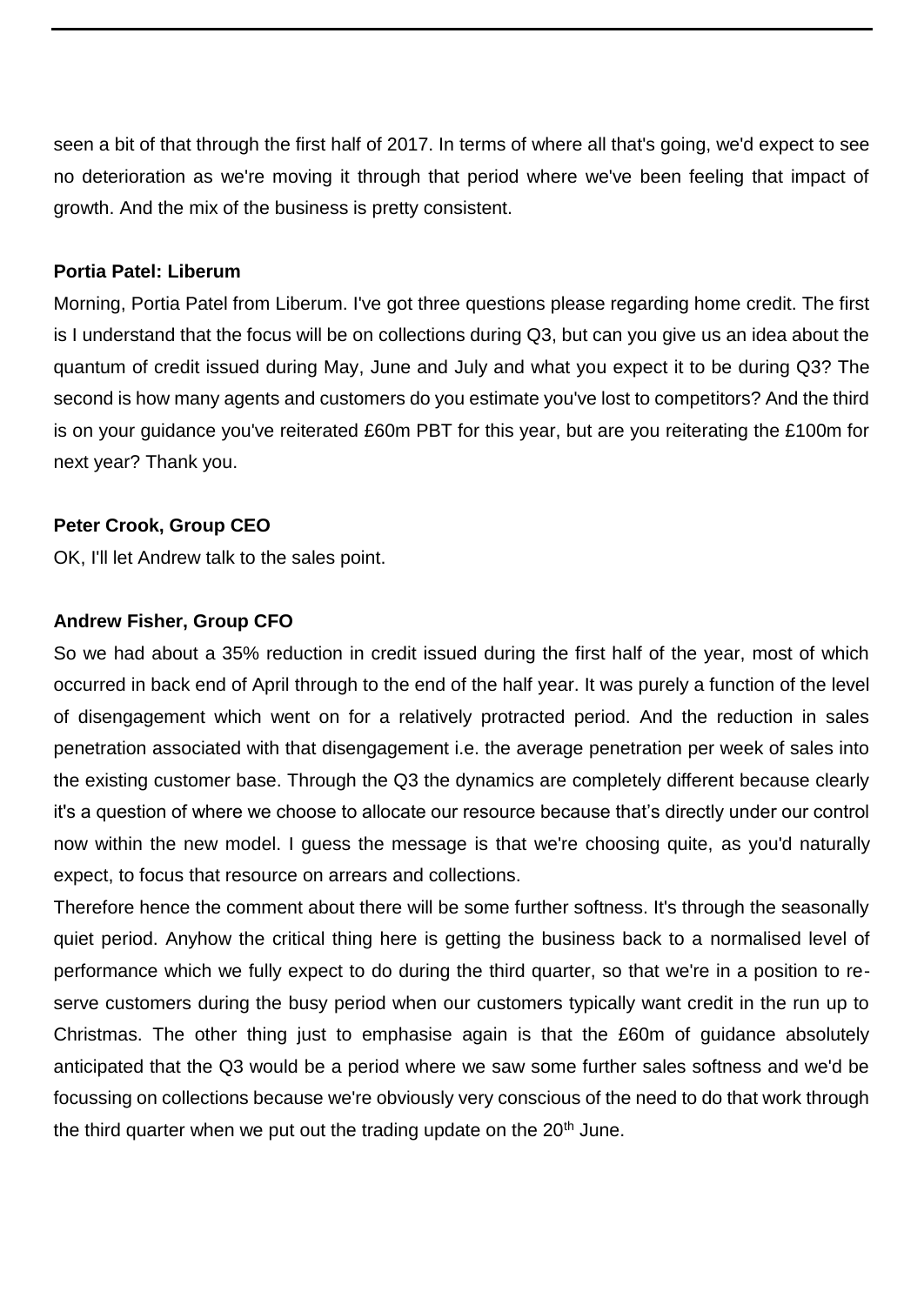seen a bit of that through the first half of 2017. In terms of where all that's going, we'd expect to see no deterioration as we're moving it through that period where we've been feeling that impact of growth. And the mix of the business is pretty consistent.

**Portia Patel: Liberum**

Morning, Portia Patel from Liberum. I've got three questions please regarding home credit. The first is I understand that the focus will be on collections during Q3, but can you give us an idea about the quantum of credit issued during May, June and July and what you expect it to be during Q3? The second is how many agents and customers do you estimate you've lost to competitors? And the third is on your guidance you've reiterated £60m PBT for this year, but are you reiterating the £100m for next year? Thank you.

**Peter Crook, Group CEO**

OK, I'll let Andrew talk to the sales point.

**Andrew Fisher, Group CFO**

So we had about a 35% reduction in credit issued during the first half of the year, most of which occurred in back end of April through to the end of the half year. It was purely a function of the level of disengagement which went on for a relatively protracted period. And the reduction in sales penetration associated with that disengagement i.e. the average penetration per week of sales into the existing customer base. Through the Q3 the dynamics are completely different because clearly it's a question of where we choose to allocate our resource because that's directly under our control now within the new model. I guess the message is that we're choosing quite, as you'd naturally expect, to focus that resource on arrears and collections.

Therefore hence the comment about there will be some further softness. It's through the seasonally quiet period. Anyhow the critical thing here is getting the business back to a normalised level of performance which we fully expect to do during the third quarter, so that we're in a position to re-serve customers during the busy period when our customers typically want credit in the run up to Christmas. The other thing just to emphasise again is that the £60m of guidance absolutely anticipated that the Q3 would be a period where we saw some further sales softness and we'd be focussing on collections because we're obviously very conscious of the need to do that work through the third quarter when we put out the trading update on the 20th June.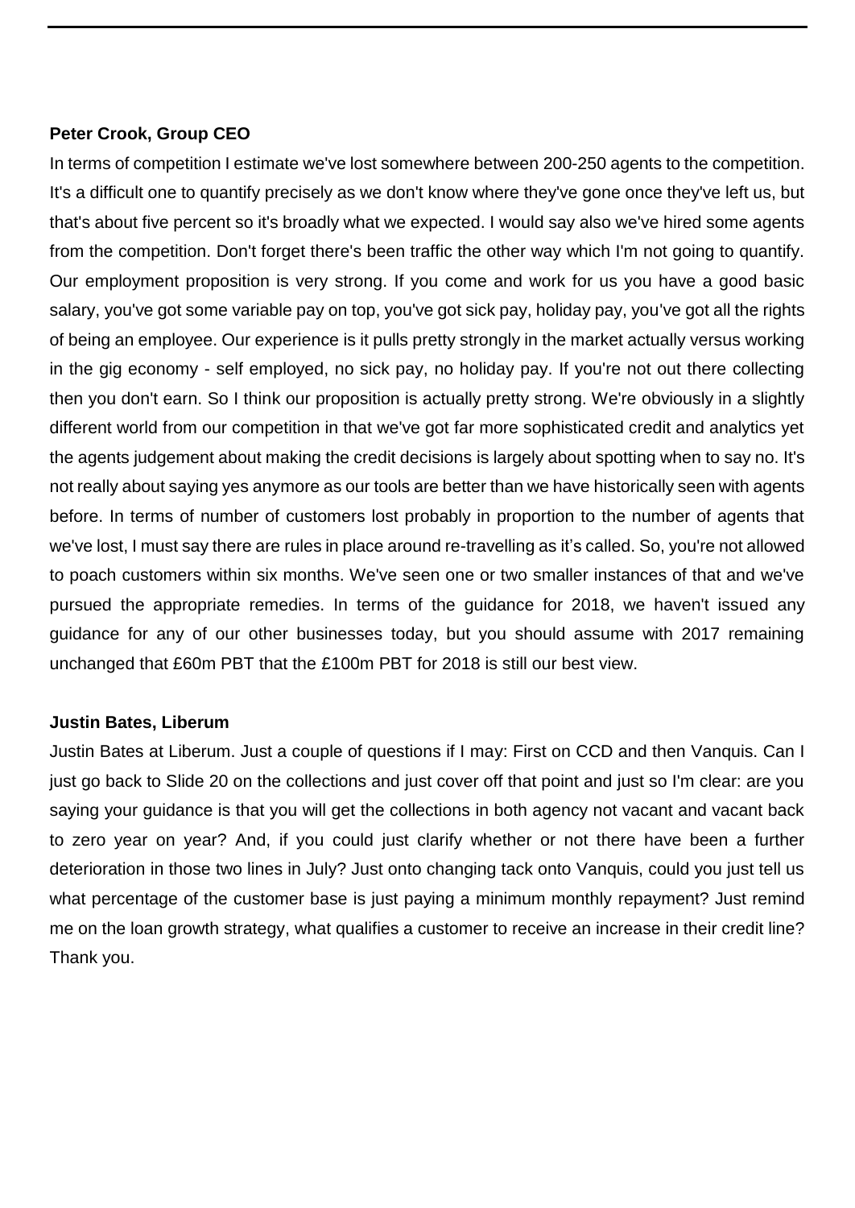**Peter Crook, Group CEO**

In terms of competition I estimate we've lost somewhere between 200-250 agents to the competition. It's a difficult one to quantify precisely as we don't know where they've gone once they've left us, but that's about five percent so it's broadly what we expected. I would say also we've hired some agents from the competition. Don't forget there's been traffic the other way which I'm not going to quantify. Our employment proposition is very strong. If you come and work for us you have a good basic salary, you've got some variable pay on top, you've got sick pay, holiday pay, you've got all the rights of being an employee. Our experience is it pulls pretty strongly in the market actually versus working in the gig economy - self employed, no sick pay, no holiday pay. If you're not out there collecting then you don't earn. So I think our proposition is actually pretty strong. We're obviously in a slightly different world from our competition in that we've got far more sophisticated credit and analytics yet the agents judgement about making the credit decisions is largely about spotting when to say no. It's not really about saying yes anymore as our tools are better than we have historically seen with agents before. In terms of number of customers lost probably in proportion to the number of agents that we've lost, I must say there are rules in place around re-travelling as it's called. So, you're not allowed to poach customers within six months. We've seen one or two smaller instances of that and we've pursued the appropriate remedies. In terms of the guidance for 2018, we haven't issued any guidance for any of our other businesses today, but you should assume with 2017 remaining unchanged that £60m PBT that the £100m PBT for 2018 is still our best view.

**Justin Bates, Liberum**

Justin Bates at Liberum. Just a couple of questions if I may: First on CCD and then Vanquis. Can I just go back to Slide 20 on the collections and just cover off that point and just so I'm clear: are you saying your guidance is that you will get the collections in both agency not vacant and vacant back to zero year on year? And, if you could just clarify whether or not there have been a further deterioration in those two lines in July? Just onto changing tack onto Vanquis, could you just tell us what percentage of the customer base is just paying a minimum monthly repayment? Just remind me on the loan growth strategy, what qualifies a customer to receive an increase in their credit line? Thank you.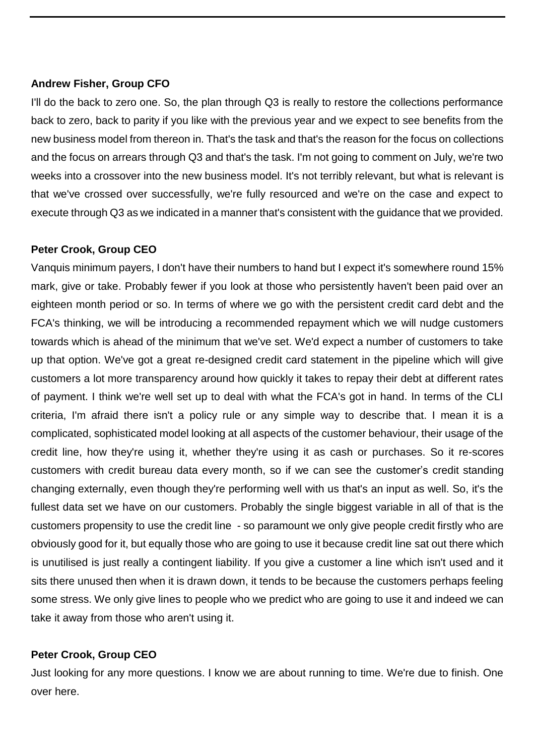**Andrew Fisher, Group CFO**

I'll do the back to zero one. So, the plan through Q3 is really to restore the collections performance back to zero, back to parity if you like with the previous year and we expect to see benefits from the new business model from thereon in. That's the task and that's the reason for the focus on collections and the focus on arrears through Q3 and that's the task. I'm not going to comment on July, we're two weeks into a crossover into the new business model. It's not terribly relevant, but what is relevant is that we've crossed over successfully, we're fully resourced and we're on the case and expect to execute through Q3 as we indicated in a manner that's consistent with the guidance that we provided.

**Peter Crook, Group CEO**

Vanquis minimum payers, I don't have their numbers to hand but I expect it's somewhere round 15% mark, give or take. Probably fewer if you look at those who persistently haven't been paid over an eighteen month period or so. In terms of where we go with the persistent credit card debt and the FCA's thinking, we will be introducing a recommended repayment which we will nudge customers towards which is ahead of the minimum that we've set. We'd expect a number of customers to take up that option. We've got a great re-designed credit card statement in the pipeline which will give customers a lot more transparency around how quickly it takes to repay their debt at different rates of payment. I think we're well set up to deal with what the FCA's got in hand. In terms of the CLI criteria, I'm afraid there isn't a policy rule or any simple way to describe that. I mean it is a complicated, sophisticated model looking at all aspects of the customer behaviour, their usage of the credit line, how they're using it, whether they're using it as cash or purchases. So it re-scores customers with credit bureau data every month, so if we can see the customer's credit standing changing externally, even though they're performing well with us that's an input as well. So, it's the fullest data set we have on our customers. Probably the single biggest variable in all of that is the customers propensity to use the credit line - so paramount we only give people credit firstly who are obviously good for it, but equally those who are going to use it because credit line sat out there which is unutilised is just really a contingent liability. If you give a customer a line which isn't used and it sits there unused then when it is drawn down, it tends to be because the customers perhaps feeling some stress. We only give lines to people who we predict who are going to use it and indeed we can take it away from those who aren't using it.

**Peter Crook, Group CEO**

Just looking for any more questions. I know we are about running to time. We're due to finish. One over here.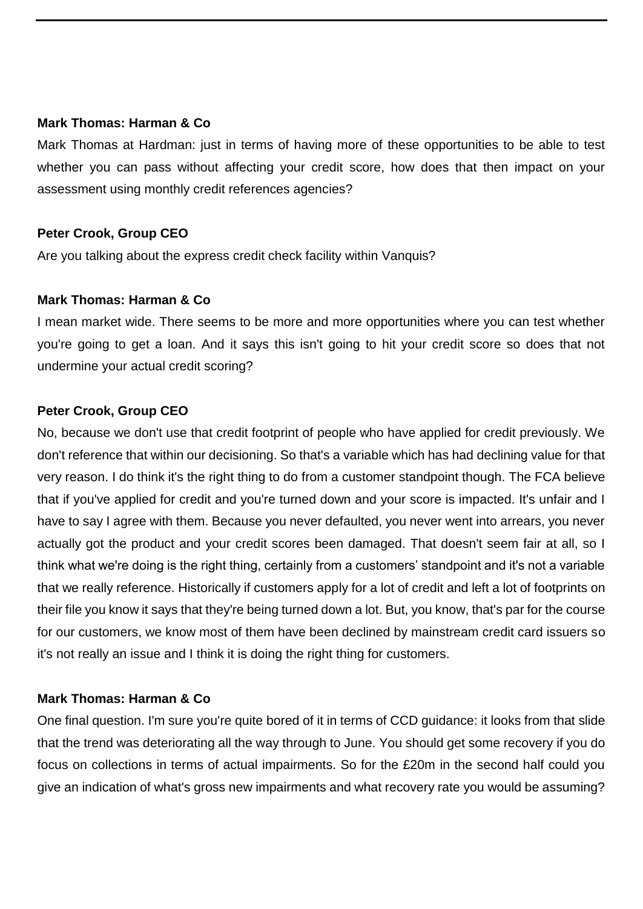**Mark Thomas: Harman & Co**

Mark Thomas at Hardman: just in terms of having more of these opportunities to be able to test whether you can pass without affecting your credit score, how does that then impact on your assessment using monthly credit references agencies?

**Peter Crook, Group CEO**

Are you talking about the express credit check facility within Vanquis?

**Mark Thomas: Harman & Co**

I mean market wide. There seems to be more and more opportunities where you can test whether you're going to get a loan. And it says this isn't going to hit your credit score so does that not undermine your actual credit scoring?

**Peter Crook, Group CEO**

No, because we don't use that credit footprint of people who have applied for credit previously. We don't reference that within our decisioning. So that's a variable which has had declining value for that very reason. I do think it's the right thing to do from a customer standpoint though. The FCA believe that if you've applied for credit and you're turned down and your score is impacted. It's unfair and I have to say I agree with them. Because you never defaulted, you never went into arrears, you never actually got the product and your credit scores been damaged. That doesn't seem fair at all, so I think what we're doing is the right thing, certainly from a customers' standpoint and it's not a variable that we really reference. Historically if customers apply for a lot of credit and left a lot of footprints on their file you know it says that they're being turned down a lot. But, you know, that's par for the course for our customers, we know most of them have been declined by mainstream credit card issuers so it's not really an issue and I think it is doing the right thing for customers.

**Mark Thomas: Harman & Co**

One final question. I'm sure you're quite bored of it in terms of CCD guidance: it looks from that slide that the trend was deteriorating all the way through to June. You should get some recovery if you do focus on collections in terms of actual impairments. So for the £20m in the second half could you give an indication of what's gross new impairments and what recovery rate you would be assuming?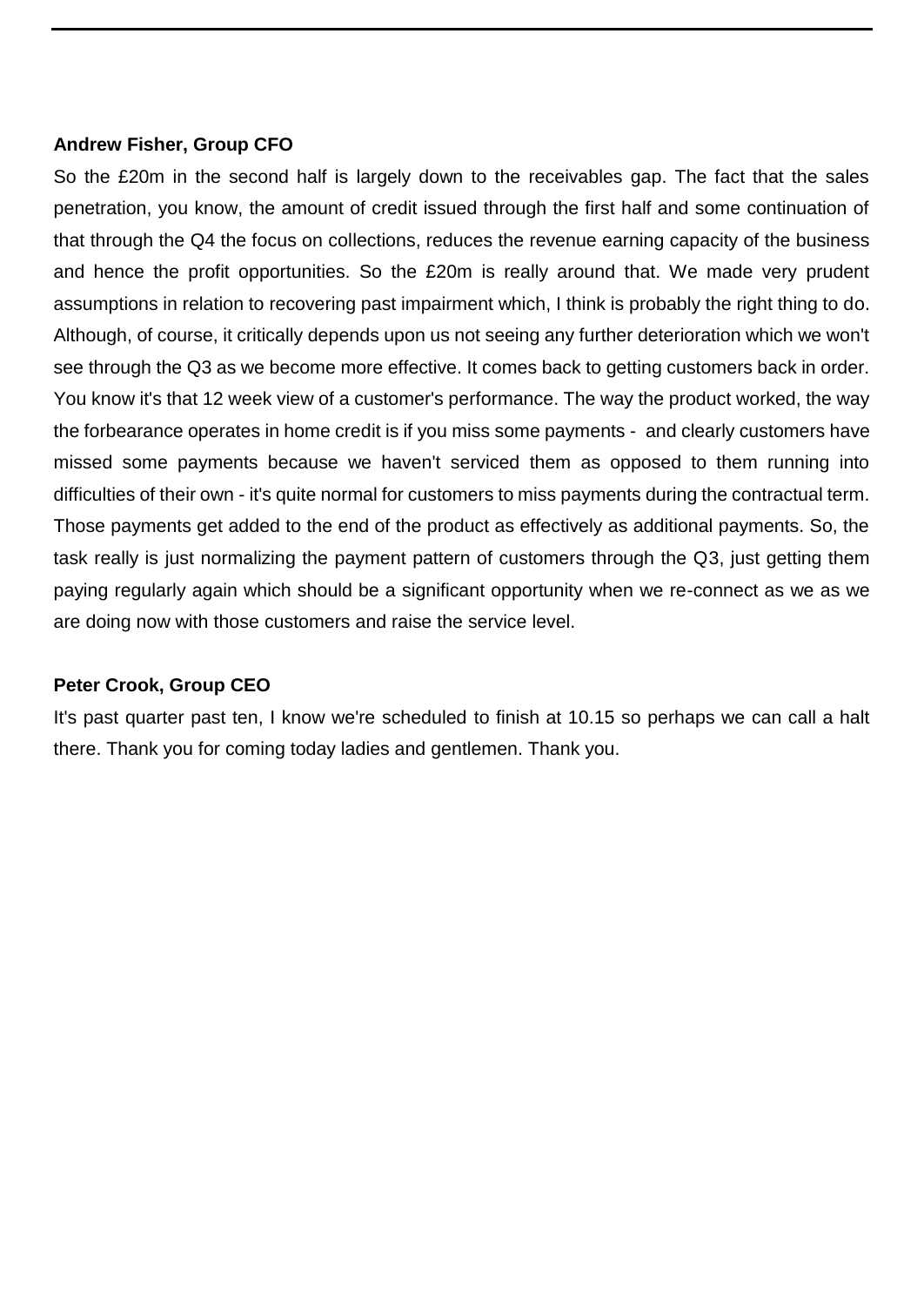**Andrew Fisher, Group CFO**

So the £20m in the second half is largely down to the receivables gap. The fact that the sales penetration, you know, the amount of credit issued through the first half and some continuation of that through the Q4 the focus on collections, reduces the revenue earning capacity of the business and hence the profit opportunities. So the £20m is really around that. We made very prudent assumptions in relation to recovering past impairment which, I think is probably the right thing to do. Although, of course, it critically depends upon us not seeing any further deterioration which we won't see through the Q3 as we become more effective. It comes back to getting customers back in order. You know it's that 12 week view of a customer's performance. The way the product worked, the way the forbearance operates in home credit is if you miss some payments - and clearly customers have missed some payments because we haven't serviced them as opposed to them running into difficulties of their own - it's quite normal for customers to miss payments during the contractual term. Those payments get added to the end of the product as effectively as additional payments. So, the task really is just normalizing the payment pattern of customers through the Q3, just getting them paying regularly again which should be a significant opportunity when we re-connect as we as we are doing now with those customers and raise the service level.

**Peter Crook, Group CEO**

It's past quarter past ten, I know we're scheduled to finish at 10.15 so perhaps we can call a halt there. Thank you for coming today ladies and gentlemen. Thank you.